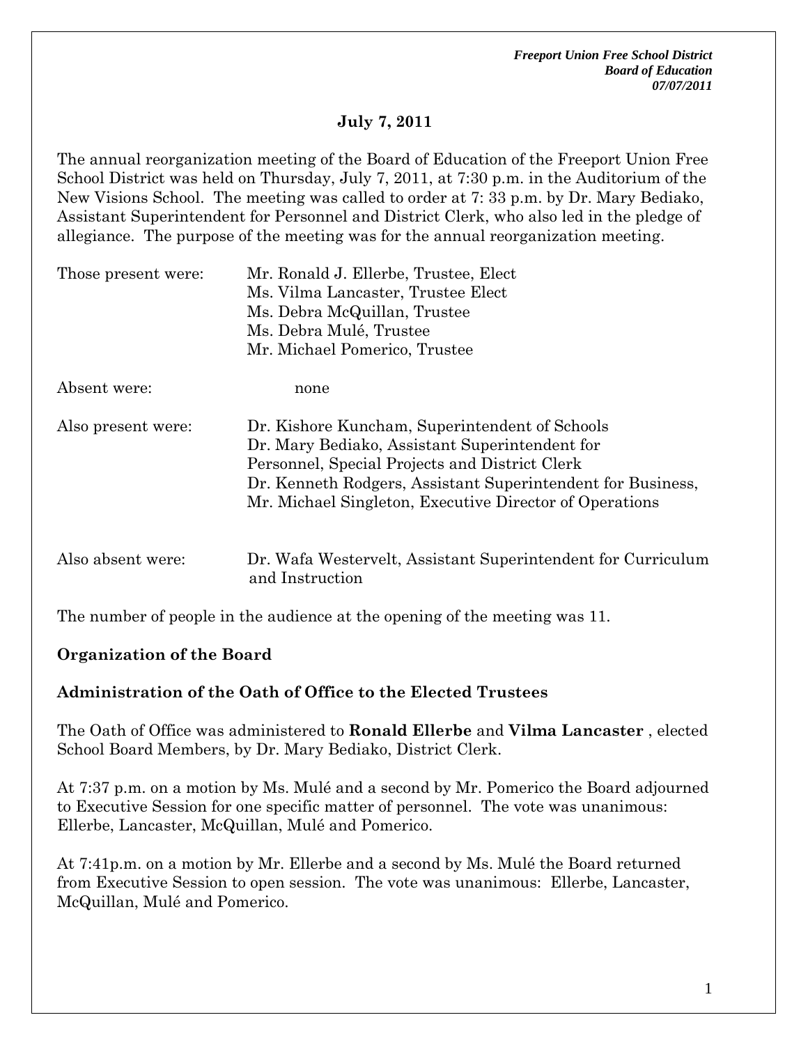## July 7, 2011

The annual reorganization meeting of the Board of Education of the Freeport Union Free School District was held on Thursday, July 7, 2011, at 7:30 p.m. in the Auditorium of the New Visions School. The meeting was called to order at 7: 33 p.m. by Dr. Mary Bediako, Assistant Superintendent for Personnel and District Clerk, who also led in the pledge of allegiance. The purpose of the meeting was for the annual reorganization meeting.

| | |
|---|---|
| Those present were: | Mr. Ronald J. Ellerbe, Trustee, Elect<br>Ms. Vilma Lancaster, Trustee Elect<br>Ms. Debra McQuillan, Trustee<br>Ms. Debra Mulé, Trustee<br>Mr. Michael Pomerico, Trustee |
| Absent were: | none |
| Also present were: | Dr. Kishore Kuncham, Superintendent of Schools<br>Dr. Mary Bediako, Assistant Superintendent for Personnel, Special Projects and District Clerk<br>Dr. Kenneth Rodgers, Assistant Superintendent for Business,<br>Mr. Michael Singleton, Executive Director of Operations |
| Also absent were: | Dr. Wafa Westervelt, Assistant Superintendent for Curriculum and Instruction |

The number of people in the audience at the opening of the meeting was 11.

**Organization of the Board**

**Administration of the Oath of Office to the Elected Trustees**

The Oath of Office was administered to **Ronald Ellerbe** and **Vilma Lancaster** , elected School Board Members, by Dr. Mary Bediako, District Clerk.

At 7:37 p.m. on a motion by Ms. Mulé and a second by Mr. Pomerico the Board adjourned to Executive Session for one specific matter of personnel. The vote was unanimous: Ellerbe, Lancaster, McQuillan, Mulé and Pomerico.

At 7:41p.m. on a motion by Mr. Ellerbe and a second by Ms. Mulé the Board returned from Executive Session to open session. The vote was unanimous: Ellerbe, Lancaster, McQuillan, Mulé and Pomerico.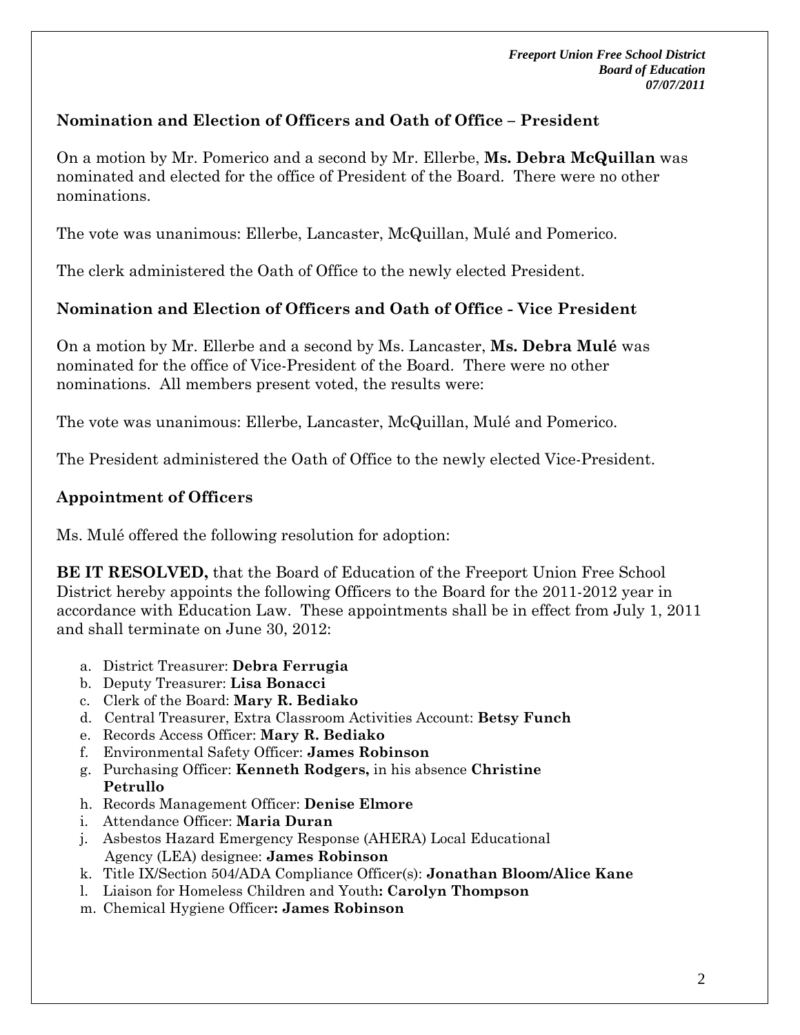### Nomination and Election of Officers and Oath of Office – President

On a motion by Mr. Pomerico and a second by Mr. Ellerbe, **Ms. Debra McQuillan** was nominated and elected for the office of President of the Board. There were no other nominations.

The vote was unanimous: Ellerbe, Lancaster, McQuillan, Mulé and Pomerico.

The clerk administered the Oath of Office to the newly elected President.

### Nomination and Election of Officers and Oath of Office - Vice President

On a motion by Mr. Ellerbe and a second by Ms. Lancaster, **Ms. Debra Mulé** was nominated for the office of Vice-President of the Board. There were no other nominations. All members present voted, the results were:

The vote was unanimous: Ellerbe, Lancaster, McQuillan, Mulé and Pomerico.

The President administered the Oath of Office to the newly elected Vice-President.

### Appointment of Officers

Ms. Mulé offered the following resolution for adoption:

**BE IT RESOLVED,** that the Board of Education of the Freeport Union Free School District hereby appoints the following Officers to the Board for the 2011-2012 year in accordance with Education Law. These appointments shall be in effect from July 1, 2011 and shall terminate on June 30, 2012:

a. District Treasurer: **Debra Ferrugia**
b. Deputy Treasurer: **Lisa Bonacci**
c. Clerk of the Board: **Mary R. Bediako**
d. Central Treasurer, Extra Classroom Activities Account: **Betsy Funch**
e. Records Access Officer: **Mary R. Bediako**
f. Environmental Safety Officer: **James Robinson**
g. Purchasing Officer: **Kenneth Rodgers,** in his absence **Christine Petrullo**
h. Records Management Officer: **Denise Elmore**
i. Attendance Officer: **Maria Duran**
j. Asbestos Hazard Emergency Response (AHERA) Local Educational Agency (LEA) designee: **James Robinson**
k. Title IX/Section 504/ADA Compliance Officer(s): **Jonathan Bloom/Alice Kane**
l. Liaison for Homeless Children and Youth**: Carolyn Thompson**
m. Chemical Hygiene Officer**: James Robinson**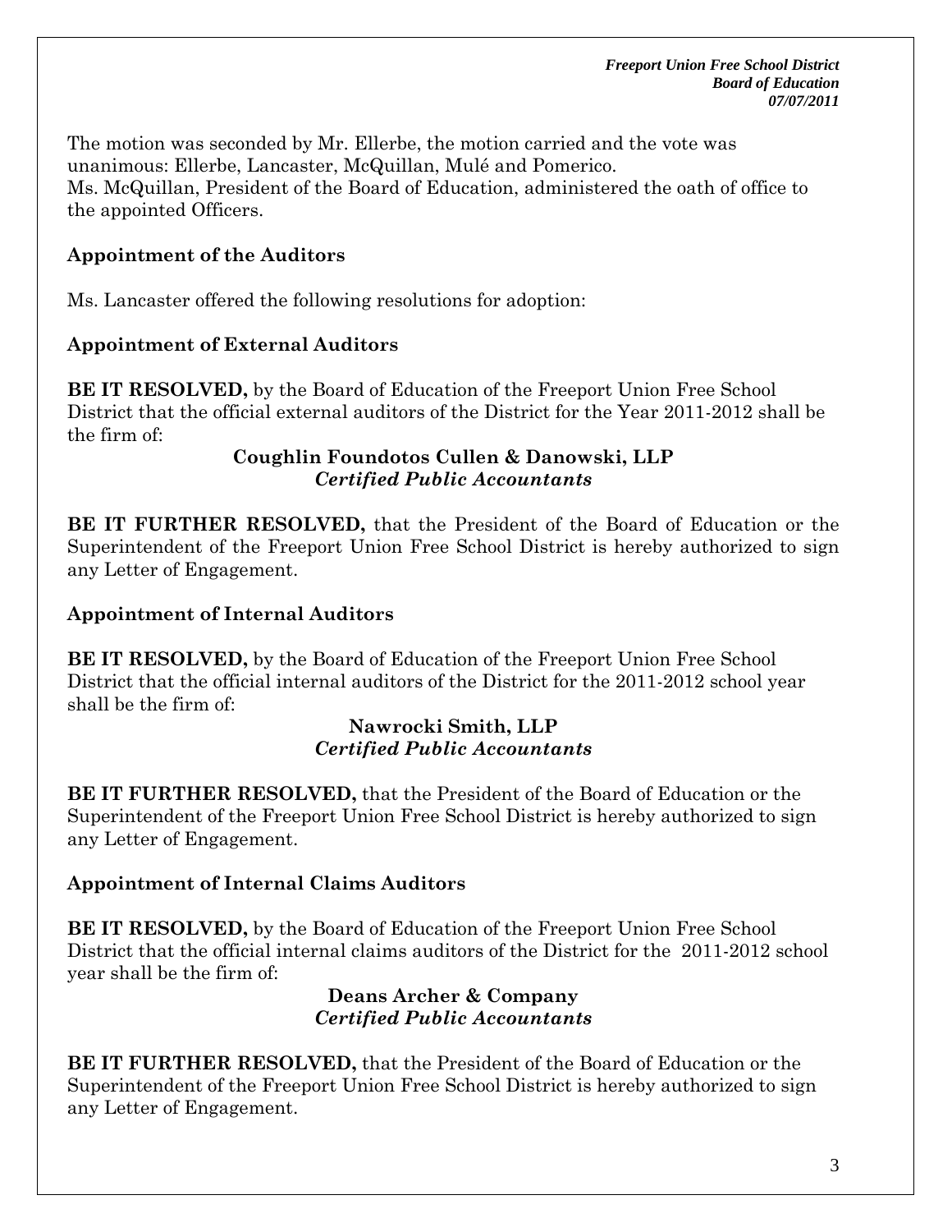The motion was seconded by Mr. Ellerbe, the motion carried and the vote was unanimous: Ellerbe, Lancaster, McQuillan, Mulé and Pomerico.
Ms. McQuillan, President of the Board of Education, administered the oath of office to the appointed Officers.

## Appointment of the Auditors

Ms. Lancaster offered the following resolutions for adoption:

### Appointment of External Auditors

**BE IT RESOLVED,** by the Board of Education of the Freeport Union Free School District that the official external auditors of the District for the Year 2011-2012 shall be the firm of:

**Coughlin Foundotos Cullen & Danowski, LLP**
***Certified Public Accountants***

**BE IT FURTHER RESOLVED,** that the President of the Board of Education or the Superintendent of the Freeport Union Free School District is hereby authorized to sign any Letter of Engagement.

### Appointment of Internal Auditors

**BE IT RESOLVED,** by the Board of Education of the Freeport Union Free School District that the official internal auditors of the District for the 2011-2012 school year shall be the firm of:

**Nawrocki Smith, LLP**
***Certified Public Accountants***

**BE IT FURTHER RESOLVED,** that the President of the Board of Education or the Superintendent of the Freeport Union Free School District is hereby authorized to sign any Letter of Engagement.

### Appointment of Internal Claims Auditors

**BE IT RESOLVED,** by the Board of Education of the Freeport Union Free School District that the official internal claims auditors of the District for the 2011-2012 school year shall be the firm of:

**Deans Archer & Company**
***Certified Public Accountants***

**BE IT FURTHER RESOLVED,** that the President of the Board of Education or the Superintendent of the Freeport Union Free School District is hereby authorized to sign any Letter of Engagement.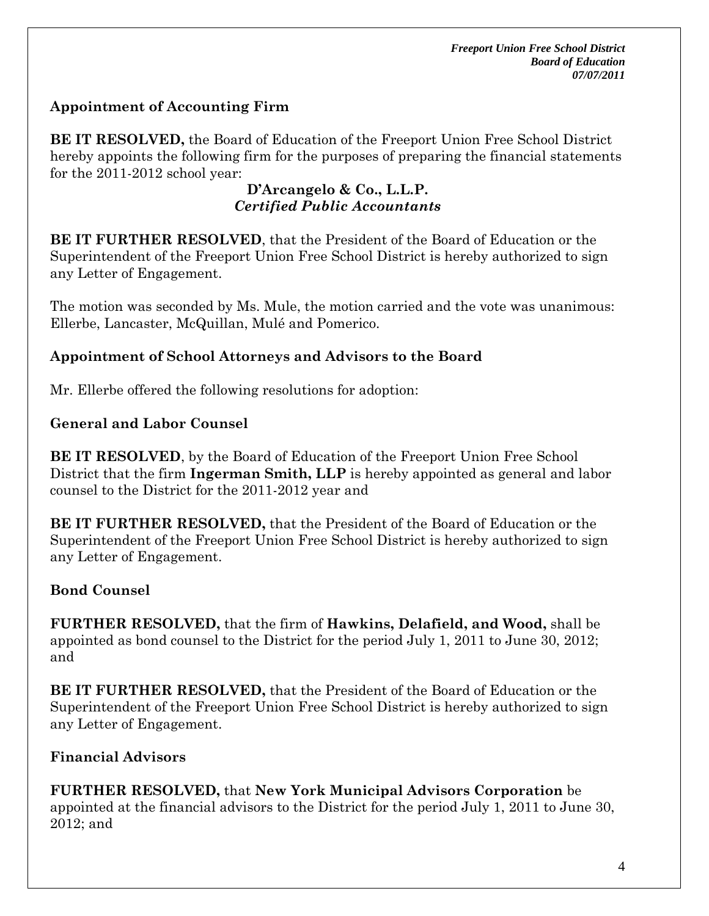### Appointment of Accounting Firm

**BE IT RESOLVED,** the Board of Education of the Freeport Union Free School District hereby appoints the following firm for the purposes of preparing the financial statements for the 2011-2012 school year:

**D'Arcangelo & Co., L.L.P.**
***Certified Public Accountants***

**BE IT FURTHER RESOLVED**, that the President of the Board of Education or the Superintendent of the Freeport Union Free School District is hereby authorized to sign any Letter of Engagement.

The motion was seconded by Ms. Mule, the motion carried and the vote was unanimous: Ellerbe, Lancaster, McQuillan, Mulé and Pomerico.

### Appointment of School Attorneys and Advisors to the Board

Mr. Ellerbe offered the following resolutions for adoption:

### General and Labor Counsel

**BE IT RESOLVED**, by the Board of Education of the Freeport Union Free School District that the firm **Ingerman Smith, LLP** is hereby appointed as general and labor counsel to the District for the 2011-2012 year and

**BE IT FURTHER RESOLVED,** that the President of the Board of Education or the Superintendent of the Freeport Union Free School District is hereby authorized to sign any Letter of Engagement.

### Bond Counsel

**FURTHER RESOLVED,** that the firm of **Hawkins, Delafield, and Wood,** shall be appointed as bond counsel to the District for the period July 1, 2011 to June 30, 2012; and

**BE IT FURTHER RESOLVED,** that the President of the Board of Education or the Superintendent of the Freeport Union Free School District is hereby authorized to sign any Letter of Engagement.

### Financial Advisors

**FURTHER RESOLVED,** that **New York Municipal Advisors Corporation** be appointed at the financial advisors to the District for the period July 1, 2011 to June 30, 2012; and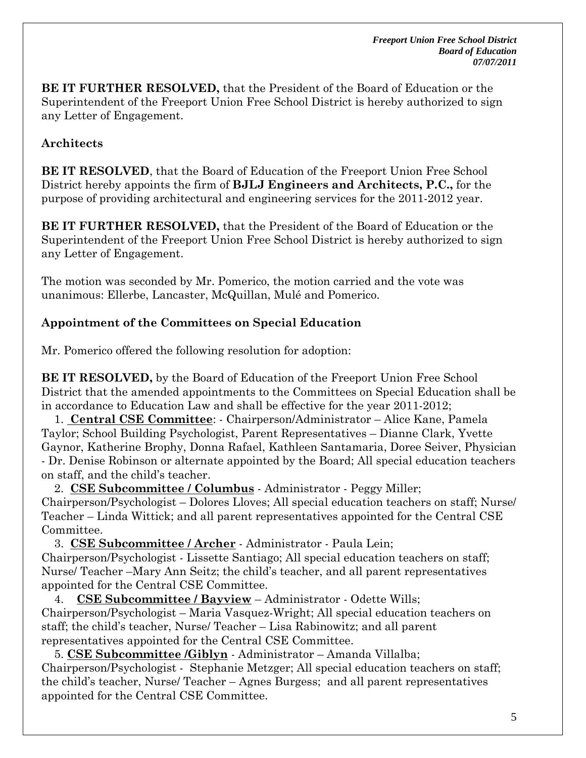**BE IT FURTHER RESOLVED,** that the President of the Board of Education or the Superintendent of the Freeport Union Free School District is hereby authorized to sign any Letter of Engagement.

### Architects

**BE IT RESOLVED**, that the Board of Education of the Freeport Union Free School District hereby appoints the firm of **BJLJ Engineers and Architects, P.C.,** for the purpose of providing architectural and engineering services for the 2011-2012 year.

**BE IT FURTHER RESOLVED,** that the President of the Board of Education or the Superintendent of the Freeport Union Free School District is hereby authorized to sign any Letter of Engagement.

The motion was seconded by Mr. Pomerico, the motion carried and the vote was unanimous: Ellerbe, Lancaster, McQuillan, Mulé and Pomerico.

### Appointment of the Committees on Special Education

Mr. Pomerico offered the following resolution for adoption:

**BE IT RESOLVED,** by the Board of Education of the Freeport Union Free School District that the amended appointments to the Committees on Special Education shall be in accordance to Education Law and shall be effective for the year 2011-2012;

1. **Central CSE Committee**: - Chairperson/Administrator – Alice Kane, Pamela Taylor; School Building Psychologist, Parent Representatives – Dianne Clark, Yvette Gaynor, Katherine Brophy, Donna Rafael, Kathleen Santamaria, Doree Seiver, Physician - Dr. Denise Robinson or alternate appointed by the Board; All special education teachers on staff, and the child's teacher.
2. **CSE Subcommittee / Columbus** - Administrator - Peggy Miller; Chairperson/Psychologist – Dolores Lloves; All special education teachers on staff; Nurse/ Teacher – Linda Wittick; and all parent representatives appointed for the Central CSE Committee.
3. **CSE Subcommittee / Archer** - Administrator - Paula Lein; Chairperson/Psychologist - Lissette Santiago; All special education teachers on staff; Nurse/ Teacher –Mary Ann Seitz; the child's teacher, and all parent representatives appointed for the Central CSE Committee.
4. **CSE Subcommittee / Bayview** – Administrator - Odette Wills; Chairperson/Psychologist – Maria Vasquez-Wright; All special education teachers on staff; the child's teacher, Nurse/ Teacher – Lisa Rabinowitz; and all parent representatives appointed for the Central CSE Committee.
5. **CSE Subcommittee /Giblyn** - Administrator – Amanda Villalba; Chairperson/Psychologist - Stephanie Metzger; All special education teachers on staff; the child's teacher, Nurse/ Teacher – Agnes Burgess; and all parent representatives appointed for the Central CSE Committee.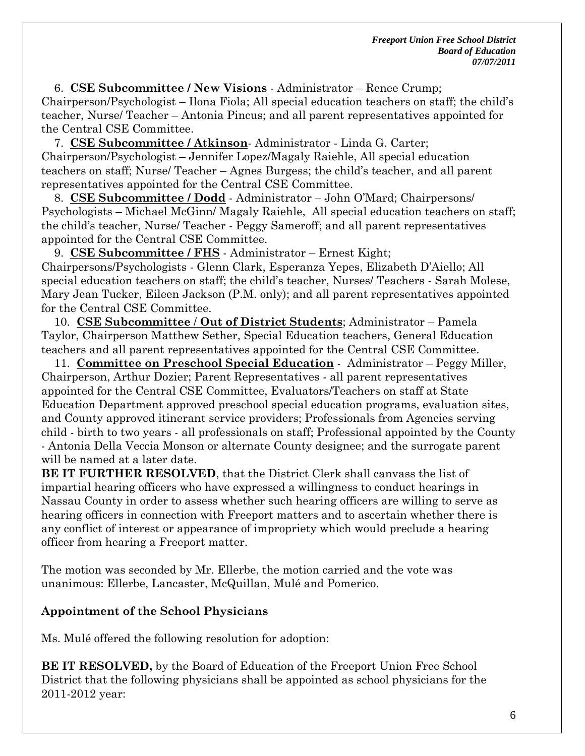6. **CSE Subcommittee / New Visions** - Administrator – Renee Crump; Chairperson/Psychologist – Ilona Fiola; All special education teachers on staff; the child's teacher, Nurse/ Teacher – Antonia Pincus; and all parent representatives appointed for the Central CSE Committee.

7. **CSE Subcommittee / Atkinson**- Administrator - Linda G. Carter; Chairperson/Psychologist – Jennifer Lopez/Magaly Raiehle, All special education teachers on staff; Nurse/ Teacher – Agnes Burgess; the child's teacher, and all parent representatives appointed for the Central CSE Committee.

8. **CSE Subcommittee / Dodd** - Administrator – John O'Mard; Chairpersons/ Psychologists – Michael McGinn/ Magaly Raiehle, All special education teachers on staff; the child's teacher, Nurse/ Teacher - Peggy Sameroff; and all parent representatives appointed for the Central CSE Committee.

9. **CSE Subcommittee / FHS** - Administrator – Ernest Kight; Chairpersons/Psychologists - Glenn Clark, Esperanza Yepes, Elizabeth D'Aiello; All special education teachers on staff; the child's teacher, Nurses/ Teachers - Sarah Molese, Mary Jean Tucker, Eileen Jackson (P.M. only); and all parent representatives appointed for the Central CSE Committee.

10. **CSE Subcommittee / Out of District Students**; Administrator – Pamela Taylor, Chairperson Matthew Sether, Special Education teachers, General Education teachers and all parent representatives appointed for the Central CSE Committee.

11. **Committee on Preschool Special Education** - Administrator – Peggy Miller, Chairperson, Arthur Dozier; Parent Representatives - all parent representatives appointed for the Central CSE Committee, Evaluators/Teachers on staff at State Education Department approved preschool special education programs, evaluation sites, and County approved itinerant service providers; Professionals from Agencies serving child - birth to two years - all professionals on staff; Professional appointed by the County - Antonia Della Veccia Monson or alternate County designee; and the surrogate parent will be named at a later date.

**BE IT FURTHER RESOLVED**, that the District Clerk shall canvass the list of impartial hearing officers who have expressed a willingness to conduct hearings in Nassau County in order to assess whether such hearing officers are willing to serve as hearing officers in connection with Freeport matters and to ascertain whether there is any conflict of interest or appearance of impropriety which would preclude a hearing officer from hearing a Freeport matter.

The motion was seconded by Mr. Ellerbe, the motion carried and the vote was unanimous: Ellerbe, Lancaster, McQuillan, Mulé and Pomerico.

### Appointment of the School Physicians

Ms. Mulé offered the following resolution for adoption:

**BE IT RESOLVED,** by the Board of Education of the Freeport Union Free School District that the following physicians shall be appointed as school physicians for the 2011-2012 year: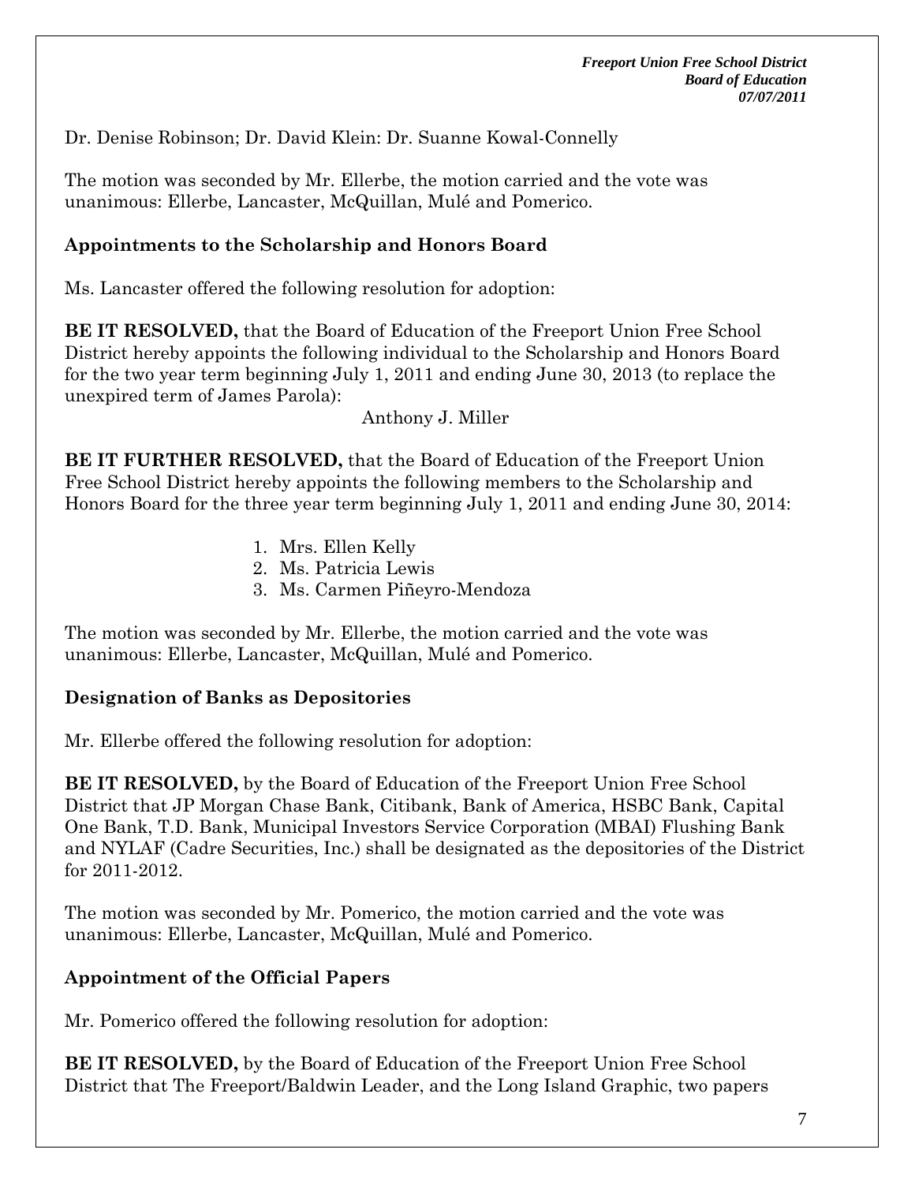Dr. Denise Robinson; Dr. David Klein: Dr. Suanne Kowal-Connelly

The motion was seconded by Mr. Ellerbe, the motion carried and the vote was unanimous: Ellerbe, Lancaster, McQuillan, Mulé and Pomerico.

## Appointments to the Scholarship and Honors Board

Ms. Lancaster offered the following resolution for adoption:

**BE IT RESOLVED,** that the Board of Education of the Freeport Union Free School District hereby appoints the following individual to the Scholarship and Honors Board for the two year term beginning July 1, 2011 and ending June 30, 2013 (to replace the unexpired term of James Parola):

Anthony J. Miller

**BE IT FURTHER RESOLVED,** that the Board of Education of the Freeport Union Free School District hereby appoints the following members to the Scholarship and Honors Board for the three year term beginning July 1, 2011 and ending June 30, 2014:

1. Mrs. Ellen Kelly
2. Ms. Patricia Lewis
3. Ms. Carmen Piñeyro-Mendoza

The motion was seconded by Mr. Ellerbe, the motion carried and the vote was unanimous: Ellerbe, Lancaster, McQuillan, Mulé and Pomerico.

## Designation of Banks as Depositories

Mr. Ellerbe offered the following resolution for adoption:

**BE IT RESOLVED,** by the Board of Education of the Freeport Union Free School District that JP Morgan Chase Bank, Citibank, Bank of America, HSBC Bank, Capital One Bank, T.D. Bank, Municipal Investors Service Corporation (MBAI) Flushing Bank and NYLAF (Cadre Securities, Inc.) shall be designated as the depositories of the District for 2011-2012.

The motion was seconded by Mr. Pomerico, the motion carried and the vote was unanimous: Ellerbe, Lancaster, McQuillan, Mulé and Pomerico.

## Appointment of the Official Papers

Mr. Pomerico offered the following resolution for adoption:

**BE IT RESOLVED,** by the Board of Education of the Freeport Union Free School District that The Freeport/Baldwin Leader, and the Long Island Graphic, two papers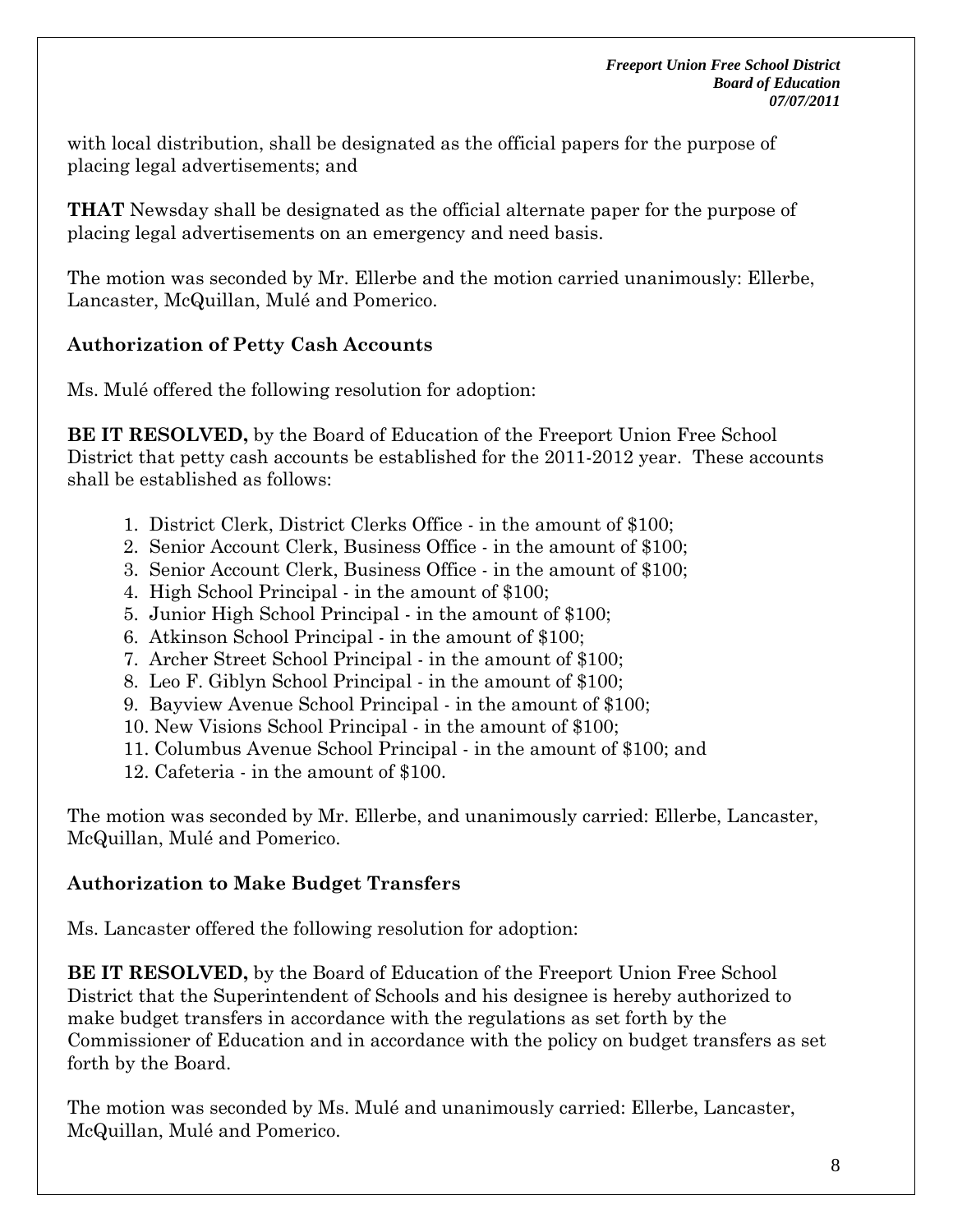with local distribution, shall be designated as the official papers for the purpose of placing legal advertisements; and

**THAT** Newsday shall be designated as the official alternate paper for the purpose of placing legal advertisements on an emergency and need basis.

The motion was seconded by Mr. Ellerbe and the motion carried unanimously: Ellerbe, Lancaster, McQuillan, Mulé and Pomerico.

### Authorization of Petty Cash Accounts

Ms. Mulé offered the following resolution for adoption:

**BE IT RESOLVED,** by the Board of Education of the Freeport Union Free School District that petty cash accounts be established for the 2011-2012 year. These accounts shall be established as follows:

1. District Clerk, District Clerks Office - in the amount of $100;
2. Senior Account Clerk, Business Office - in the amount of $100;
3. Senior Account Clerk, Business Office - in the amount of $100;
4. High School Principal - in the amount of $100;
5. Junior High School Principal - in the amount of $100;
6. Atkinson School Principal - in the amount of $100;
7. Archer Street School Principal - in the amount of $100;
8. Leo F. Giblyn School Principal - in the amount of $100;
9. Bayview Avenue School Principal - in the amount of $100;
10. New Visions School Principal - in the amount of $100;
11. Columbus Avenue School Principal - in the amount of $100; and
12. Cafeteria - in the amount of $100.

The motion was seconded by Mr. Ellerbe, and unanimously carried: Ellerbe, Lancaster, McQuillan, Mulé and Pomerico.

### Authorization to Make Budget Transfers

Ms. Lancaster offered the following resolution for adoption:

**BE IT RESOLVED,** by the Board of Education of the Freeport Union Free School District that the Superintendent of Schools and his designee is hereby authorized to make budget transfers in accordance with the regulations as set forth by the Commissioner of Education and in accordance with the policy on budget transfers as set forth by the Board.

The motion was seconded by Ms. Mulé and unanimously carried: Ellerbe, Lancaster, McQuillan, Mulé and Pomerico.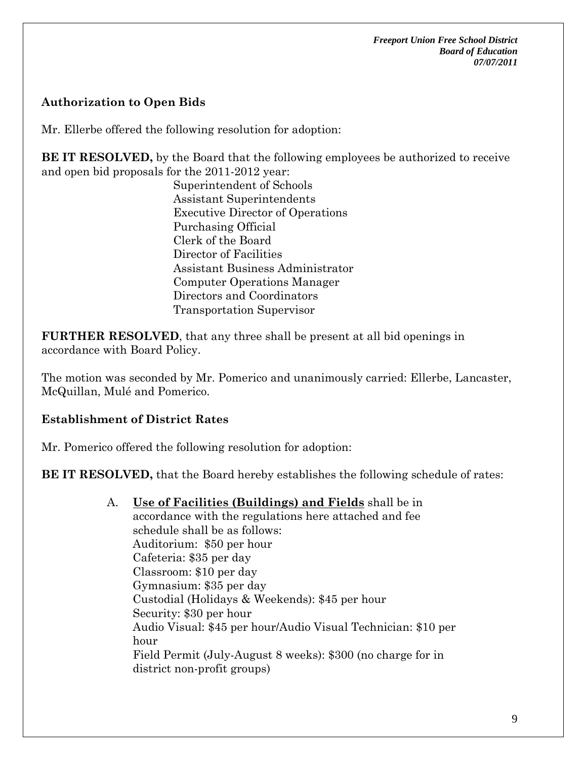**Authorization to Open Bids**

Mr. Ellerbe offered the following resolution for adoption:

**BE IT RESOLVED,** by the Board that the following employees be authorized to receive and open bid proposals for the 2011-2012 year:

Superintendent of Schools
Assistant Superintendents
Executive Director of Operations
Purchasing Official
Clerk of the Board
Director of Facilities
Assistant Business Administrator
Computer Operations Manager
Directors and Coordinators
Transportation Supervisor

**FURTHER RESOLVED**, that any three shall be present at all bid openings in accordance with Board Policy.

The motion was seconded by Mr. Pomerico and unanimously carried: Ellerbe, Lancaster, McQuillan, Mulé and Pomerico.

**Establishment of District Rates**

Mr. Pomerico offered the following resolution for adoption:

**BE IT RESOLVED,** that the Board hereby establishes the following schedule of rates:

A. **Use of Facilities (Buildings) and Fields** shall be in accordance with the regulations here attached and fee schedule shall be as follows:
Auditorium: $50 per hour
Cafeteria: $35 per day
Classroom: $10 per day
Gymnasium: $35 per day
Custodial (Holidays & Weekends): $45 per hour
Security: $30 per hour
Audio Visual: $45 per hour/Audio Visual Technician: $10 per hour
Field Permit (July-August 8 weeks): $300 (no charge for in district non-profit groups)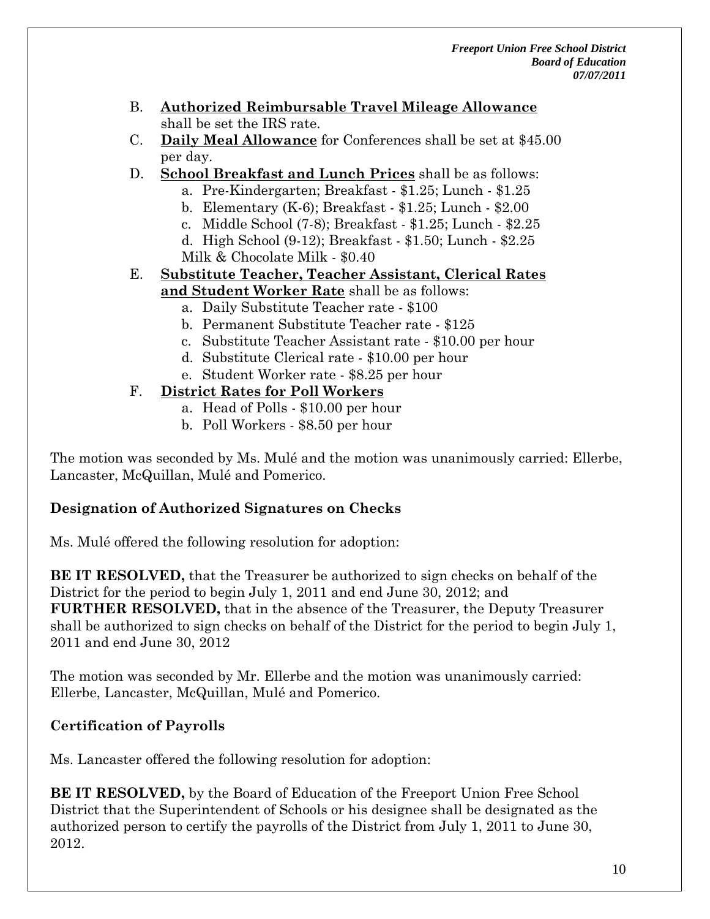B. **<u>Authorized Reimbursable Travel Mileage Allowance</u>** shall be set the IRS rate.

C. **<u>Daily Meal Allowance</u>** for Conferences shall be set at $45.00 per day.

D. **<u>School Breakfast and Lunch Prices</u>** shall be as follows:
   a. Pre-Kindergarten; Breakfast - $1.25; Lunch - $1.25
   b. Elementary (K-6); Breakfast - $1.25; Lunch - $2.00
   c. Middle School (7-8); Breakfast - $1.25; Lunch - $2.25
   d. High School (9-12); Breakfast - $1.50; Lunch - $2.25
   Milk & Chocolate Milk - $0.40

E. **<u>Substitute Teacher, Teacher Assistant, Clerical Rates and Student Worker Rate</u>** shall be as follows:
   a. Daily Substitute Teacher rate - $100
   b. Permanent Substitute Teacher rate - $125
   c. Substitute Teacher Assistant rate - $10.00 per hour
   d. Substitute Clerical rate - $10.00 per hour
   e. Student Worker rate - $8.25 per hour

F. **<u>District Rates for Poll Workers</u>**
   a. Head of Polls - $10.00 per hour
   b. Poll Workers - $8.50 per hour

The motion was seconded by Ms. Mulé and the motion was unanimously carried: Ellerbe, Lancaster, McQuillan, Mulé and Pomerico.

### Designation of Authorized Signatures on Checks

Ms. Mulé offered the following resolution for adoption:

**BE IT RESOLVED,** that the Treasurer be authorized to sign checks on behalf of the District for the period to begin July 1, 2011 and end June 30, 2012; and
**FURTHER RESOLVED,** that in the absence of the Treasurer, the Deputy Treasurer shall be authorized to sign checks on behalf of the District for the period to begin July 1, 2011 and end June 30, 2012

The motion was seconded by Mr. Ellerbe and the motion was unanimously carried: Ellerbe, Lancaster, McQuillan, Mulé and Pomerico.

### Certification of Payrolls

Ms. Lancaster offered the following resolution for adoption:

**BE IT RESOLVED,** by the Board of Education of the Freeport Union Free School District that the Superintendent of Schools or his designee shall be designated as the authorized person to certify the payrolls of the District from July 1, 2011 to June 30, 2012.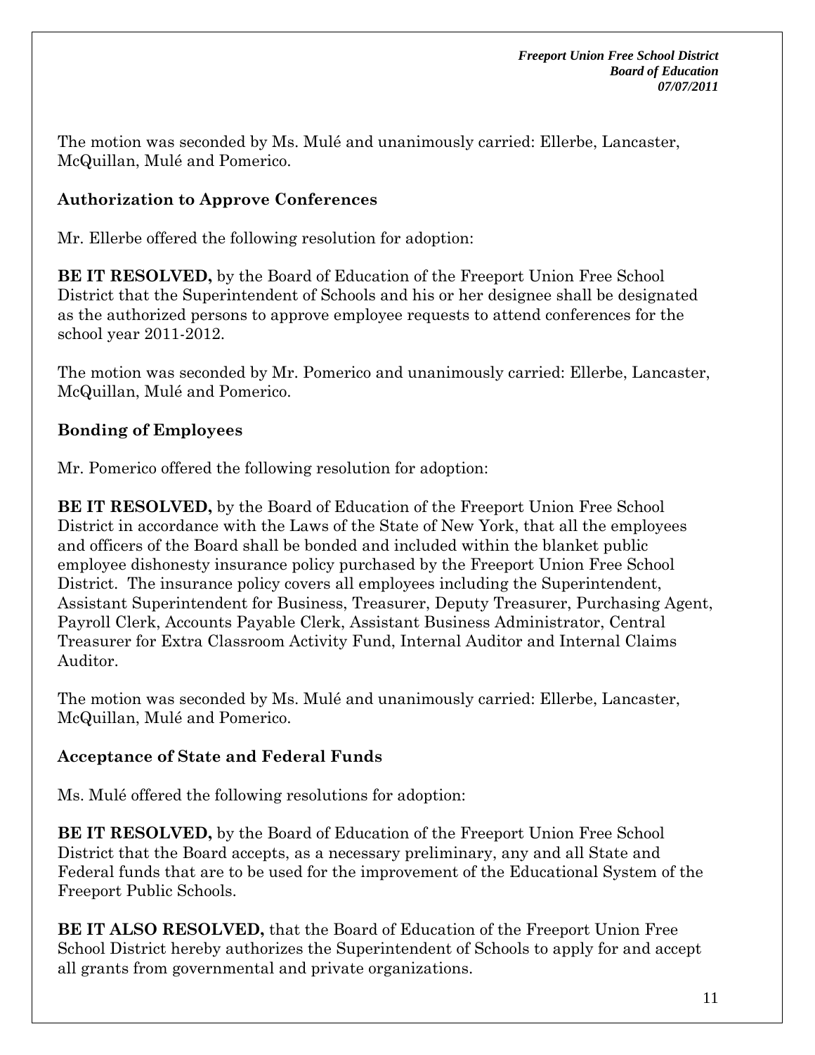The motion was seconded by Ms. Mulé and unanimously carried: Ellerbe, Lancaster, McQuillan, Mulé and Pomerico.

**Authorization to Approve Conferences**

Mr. Ellerbe offered the following resolution for adoption:

**BE IT RESOLVED,** by the Board of Education of the Freeport Union Free School District that the Superintendent of Schools and his or her designee shall be designated as the authorized persons to approve employee requests to attend conferences for the school year 2011-2012.

The motion was seconded by Mr. Pomerico and unanimously carried: Ellerbe, Lancaster, McQuillan, Mulé and Pomerico.

**Bonding of Employees**

Mr. Pomerico offered the following resolution for adoption:

**BE IT RESOLVED,** by the Board of Education of the Freeport Union Free School District in accordance with the Laws of the State of New York, that all the employees and officers of the Board shall be bonded and included within the blanket public employee dishonesty insurance policy purchased by the Freeport Union Free School District. The insurance policy covers all employees including the Superintendent, Assistant Superintendent for Business, Treasurer, Deputy Treasurer, Purchasing Agent, Payroll Clerk, Accounts Payable Clerk, Assistant Business Administrator, Central Treasurer for Extra Classroom Activity Fund, Internal Auditor and Internal Claims Auditor.

The motion was seconded by Ms. Mulé and unanimously carried: Ellerbe, Lancaster, McQuillan, Mulé and Pomerico.

**Acceptance of State and Federal Funds**

Ms. Mulé offered the following resolutions for adoption:

**BE IT RESOLVED,** by the Board of Education of the Freeport Union Free School District that the Board accepts, as a necessary preliminary, any and all State and Federal funds that are to be used for the improvement of the Educational System of the Freeport Public Schools.

**BE IT ALSO RESOLVED,** that the Board of Education of the Freeport Union Free School District hereby authorizes the Superintendent of Schools to apply for and accept all grants from governmental and private organizations.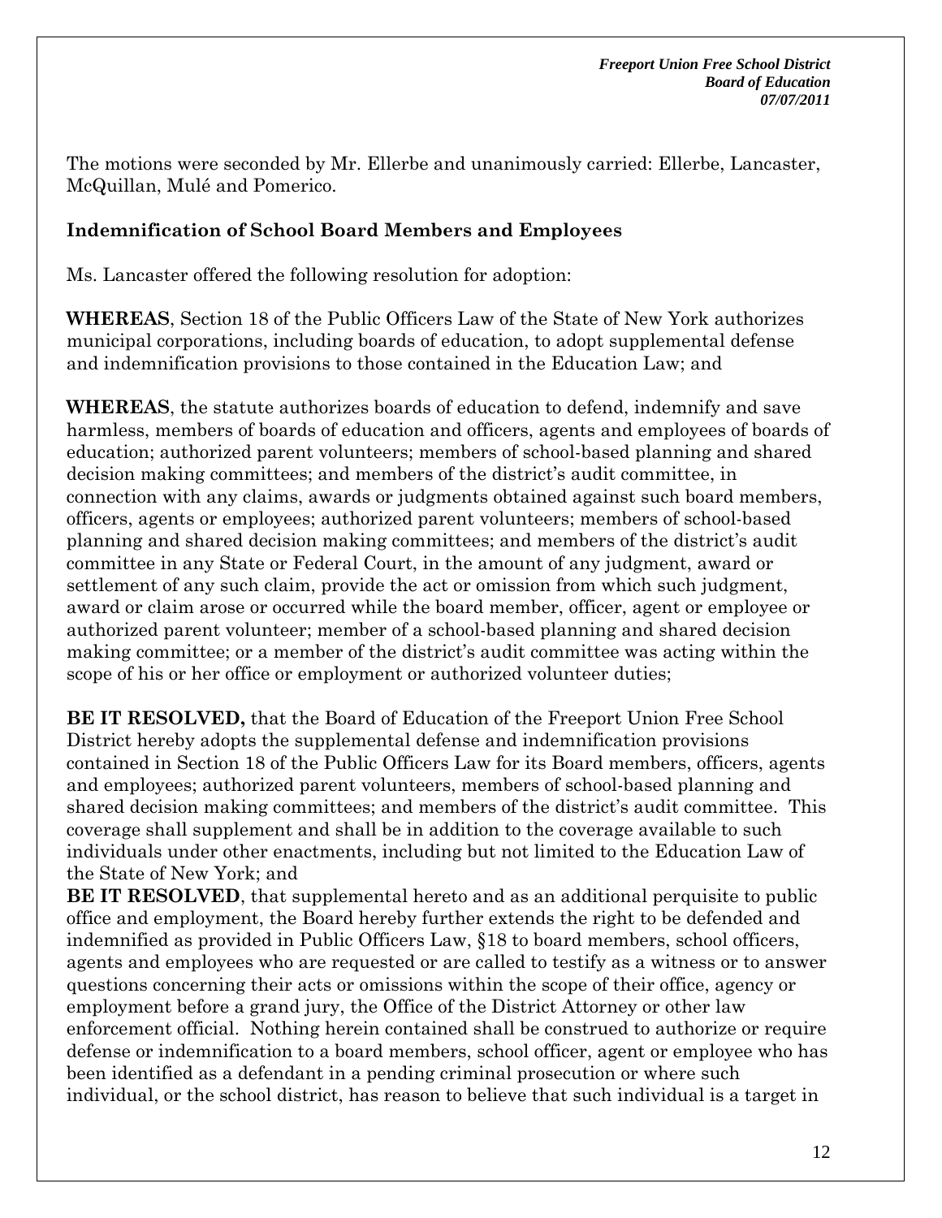The motions were seconded by Mr. Ellerbe and unanimously carried: Ellerbe, Lancaster, McQuillan, Mulé and Pomerico.

**Indemnification of School Board Members and Employees**

Ms. Lancaster offered the following resolution for adoption:

**WHEREAS**, Section 18 of the Public Officers Law of the State of New York authorizes municipal corporations, including boards of education, to adopt supplemental defense and indemnification provisions to those contained in the Education Law; and

**WHEREAS**, the statute authorizes boards of education to defend, indemnify and save harmless, members of boards of education and officers, agents and employees of boards of education; authorized parent volunteers; members of school-based planning and shared decision making committees; and members of the district's audit committee, in connection with any claims, awards or judgments obtained against such board members, officers, agents or employees; authorized parent volunteers; members of school-based planning and shared decision making committees; and members of the district's audit committee in any State or Federal Court, in the amount of any judgment, award or settlement of any such claim, provide the act or omission from which such judgment, award or claim arose or occurred while the board member, officer, agent or employee or authorized parent volunteer; member of a school-based planning and shared decision making committee; or a member of the district's audit committee was acting within the scope of his or her office or employment or authorized volunteer duties;

**BE IT RESOLVED,** that the Board of Education of the Freeport Union Free School District hereby adopts the supplemental defense and indemnification provisions contained in Section 18 of the Public Officers Law for its Board members, officers, agents and employees; authorized parent volunteers, members of school-based planning and shared decision making committees; and members of the district's audit committee. This coverage shall supplement and shall be in addition to the coverage available to such individuals under other enactments, including but not limited to the Education Law of the State of New York; and

**BE IT RESOLVED**, that supplemental hereto and as an additional perquisite to public office and employment, the Board hereby further extends the right to be defended and indemnified as provided in Public Officers Law, §18 to board members, school officers, agents and employees who are requested or are called to testify as a witness or to answer questions concerning their acts or omissions within the scope of their office, agency or employment before a grand jury, the Office of the District Attorney or other law enforcement official. Nothing herein contained shall be construed to authorize or require defense or indemnification to a board members, school officer, agent or employee who has been identified as a defendant in a pending criminal prosecution or where such individual, or the school district, has reason to believe that such individual is a target in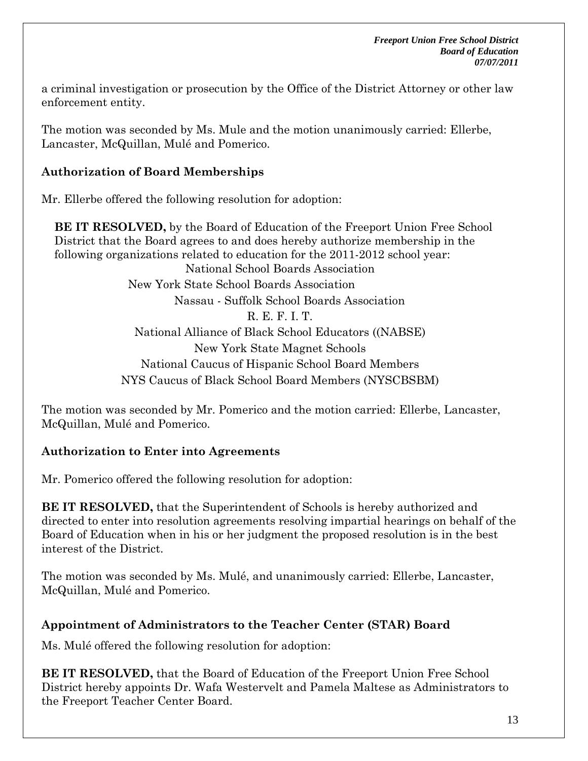a criminal investigation or prosecution by the Office of the District Attorney or other law enforcement entity.

The motion was seconded by Ms. Mule and the motion unanimously carried: Ellerbe, Lancaster, McQuillan, Mulé and Pomerico.

**Authorization of Board Memberships**

Mr. Ellerbe offered the following resolution for adoption:

**BE IT RESOLVED,** by the Board of Education of the Freeport Union Free School District that the Board agrees to and does hereby authorize membership in the following organizations related to education for the 2011-2012 school year:

National School Boards Association
New York State School Boards Association
Nassau - Suffolk School Boards Association
R. E. F. I. T.
National Alliance of Black School Educators ((NABSE)
New York State Magnet Schools
National Caucus of Hispanic School Board Members
NYS Caucus of Black School Board Members (NYSCBSBM)

The motion was seconded by Mr. Pomerico and the motion carried: Ellerbe, Lancaster, McQuillan, Mulé and Pomerico.

**Authorization to Enter into Agreements**

Mr. Pomerico offered the following resolution for adoption:

**BE IT RESOLVED,** that the Superintendent of Schools is hereby authorized and directed to enter into resolution agreements resolving impartial hearings on behalf of the Board of Education when in his or her judgment the proposed resolution is in the best interest of the District.

The motion was seconded by Ms. Mulé, and unanimously carried: Ellerbe, Lancaster, McQuillan, Mulé and Pomerico.

**Appointment of Administrators to the Teacher Center (STAR) Board**

Ms. Mulé offered the following resolution for adoption:

**BE IT RESOLVED,** that the Board of Education of the Freeport Union Free School District hereby appoints Dr. Wafa Westervelt and Pamela Maltese as Administrators to the Freeport Teacher Center Board.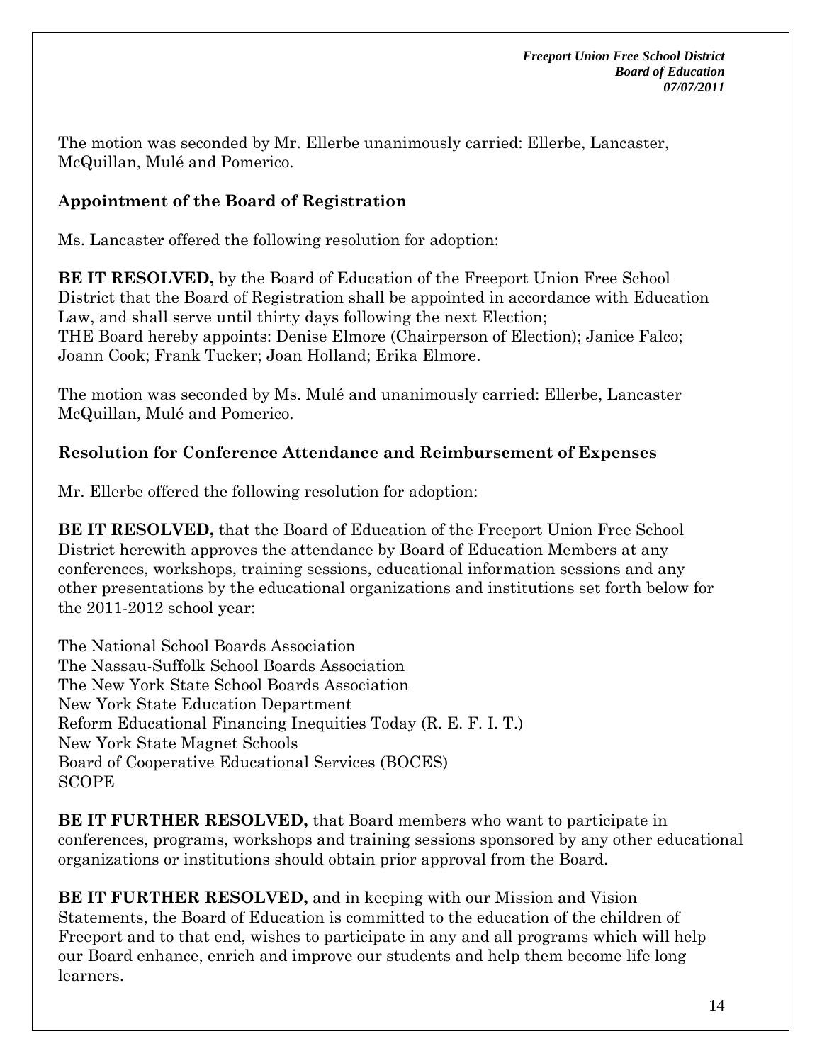The motion was seconded by Mr. Ellerbe unanimously carried: Ellerbe, Lancaster, McQuillan, Mulé and Pomerico.

**Appointment of the Board of Registration**

Ms. Lancaster offered the following resolution for adoption:

**BE IT RESOLVED,** by the Board of Education of the Freeport Union Free School District that the Board of Registration shall be appointed in accordance with Education Law, and shall serve until thirty days following the next Election;
THE Board hereby appoints: Denise Elmore (Chairperson of Election); Janice Falco; Joann Cook; Frank Tucker; Joan Holland; Erika Elmore.

The motion was seconded by Ms. Mulé and unanimously carried: Ellerbe, Lancaster McQuillan, Mulé and Pomerico.

**Resolution for Conference Attendance and Reimbursement of Expenses**

Mr. Ellerbe offered the following resolution for adoption:

**BE IT RESOLVED,** that the Board of Education of the Freeport Union Free School District herewith approves the attendance by Board of Education Members at any conferences, workshops, training sessions, educational information sessions and any other presentations by the educational organizations and institutions set forth below for the 2011-2012 school year:

The National School Boards Association
The Nassau-Suffolk School Boards Association
The New York State School Boards Association
New York State Education Department
Reform Educational Financing Inequities Today (R. E. F. I. T.)
New York State Magnet Schools
Board of Cooperative Educational Services (BOCES)
SCOPE

**BE IT FURTHER RESOLVED,** that Board members who want to participate in conferences, programs, workshops and training sessions sponsored by any other educational organizations or institutions should obtain prior approval from the Board.

**BE IT FURTHER RESOLVED,** and in keeping with our Mission and Vision Statements, the Board of Education is committed to the education of the children of Freeport and to that end, wishes to participate in any and all programs which will help our Board enhance, enrich and improve our students and help them become life long learners.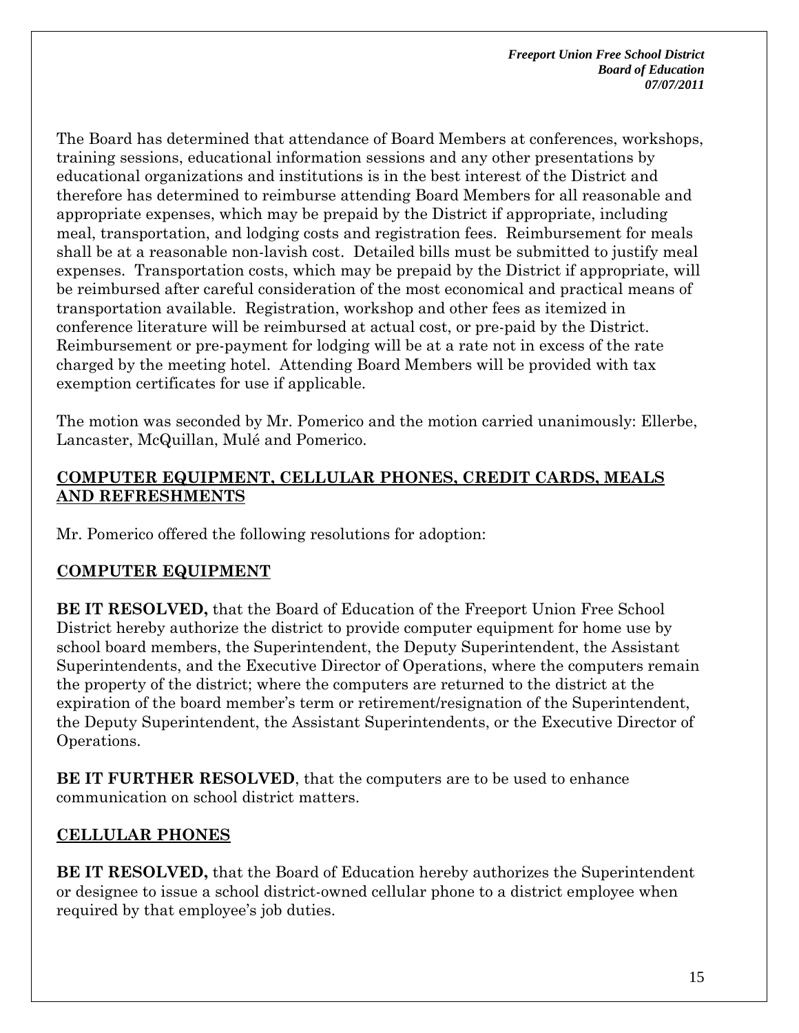The Board has determined that attendance of Board Members at conferences, workshops, training sessions, educational information sessions and any other presentations by educational organizations and institutions is in the best interest of the District and therefore has determined to reimburse attending Board Members for all reasonable and appropriate expenses, which may be prepaid by the District if appropriate, including meal, transportation, and lodging costs and registration fees. Reimbursement for meals shall be at a reasonable non-lavish cost. Detailed bills must be submitted to justify meal expenses. Transportation costs, which may be prepaid by the District if appropriate, will be reimbursed after careful consideration of the most economical and practical means of transportation available. Registration, workshop and other fees as itemized in conference literature will be reimbursed at actual cost, or pre-paid by the District. Reimbursement or pre-payment for lodging will be at a rate not in excess of the rate charged by the meeting hotel. Attending Board Members will be provided with tax exemption certificates for use if applicable.

The motion was seconded by Mr. Pomerico and the motion carried unanimously: Ellerbe, Lancaster, McQuillan, Mulé and Pomerico.

## COMPUTER EQUIPMENT, CELLULAR PHONES, CREDIT CARDS, MEALS AND REFRESHMENTS

Mr. Pomerico offered the following resolutions for adoption:

## COMPUTER EQUIPMENT

**BE IT RESOLVED,** that the Board of Education of the Freeport Union Free School District hereby authorize the district to provide computer equipment for home use by school board members, the Superintendent, the Deputy Superintendent, the Assistant Superintendents, and the Executive Director of Operations, where the computers remain the property of the district; where the computers are returned to the district at the expiration of the board member's term or retirement/resignation of the Superintendent, the Deputy Superintendent, the Assistant Superintendents, or the Executive Director of Operations.

**BE IT FURTHER RESOLVED**, that the computers are to be used to enhance communication on school district matters.

## CELLULAR PHONES

**BE IT RESOLVED,** that the Board of Education hereby authorizes the Superintendent or designee to issue a school district-owned cellular phone to a district employee when required by that employee's job duties.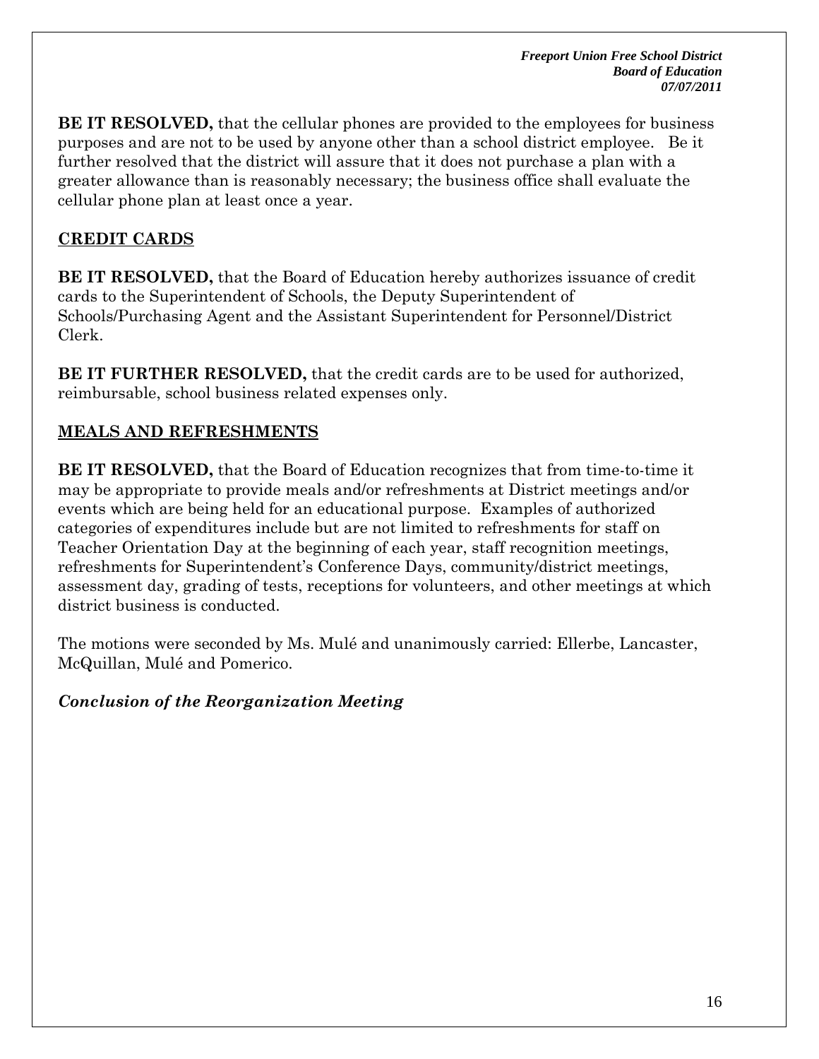**BE IT RESOLVED,** that the cellular phones are provided to the employees for business purposes and are not to be used by anyone other than a school district employee. Be it further resolved that the district will assure that it does not purchase a plan with a greater allowance than is reasonably necessary; the business office shall evaluate the cellular phone plan at least once a year.

## CREDIT CARDS

**BE IT RESOLVED,** that the Board of Education hereby authorizes issuance of credit cards to the Superintendent of Schools, the Deputy Superintendent of Schools/Purchasing Agent and the Assistant Superintendent for Personnel/District Clerk.

**BE IT FURTHER RESOLVED,** that the credit cards are to be used for authorized, reimbursable, school business related expenses only.

## MEALS AND REFRESHMENTS

**BE IT RESOLVED,** that the Board of Education recognizes that from time-to-time it may be appropriate to provide meals and/or refreshments at District meetings and/or events which are being held for an educational purpose. Examples of authorized categories of expenditures include but are not limited to refreshments for staff on Teacher Orientation Day at the beginning of each year, staff recognition meetings, refreshments for Superintendent's Conference Days, community/district meetings, assessment day, grading of tests, receptions for volunteers, and other meetings at which district business is conducted.

The motions were seconded by Ms. Mulé and unanimously carried: Ellerbe, Lancaster, McQuillan, Mulé and Pomerico.

***Conclusion of the Reorganization Meeting***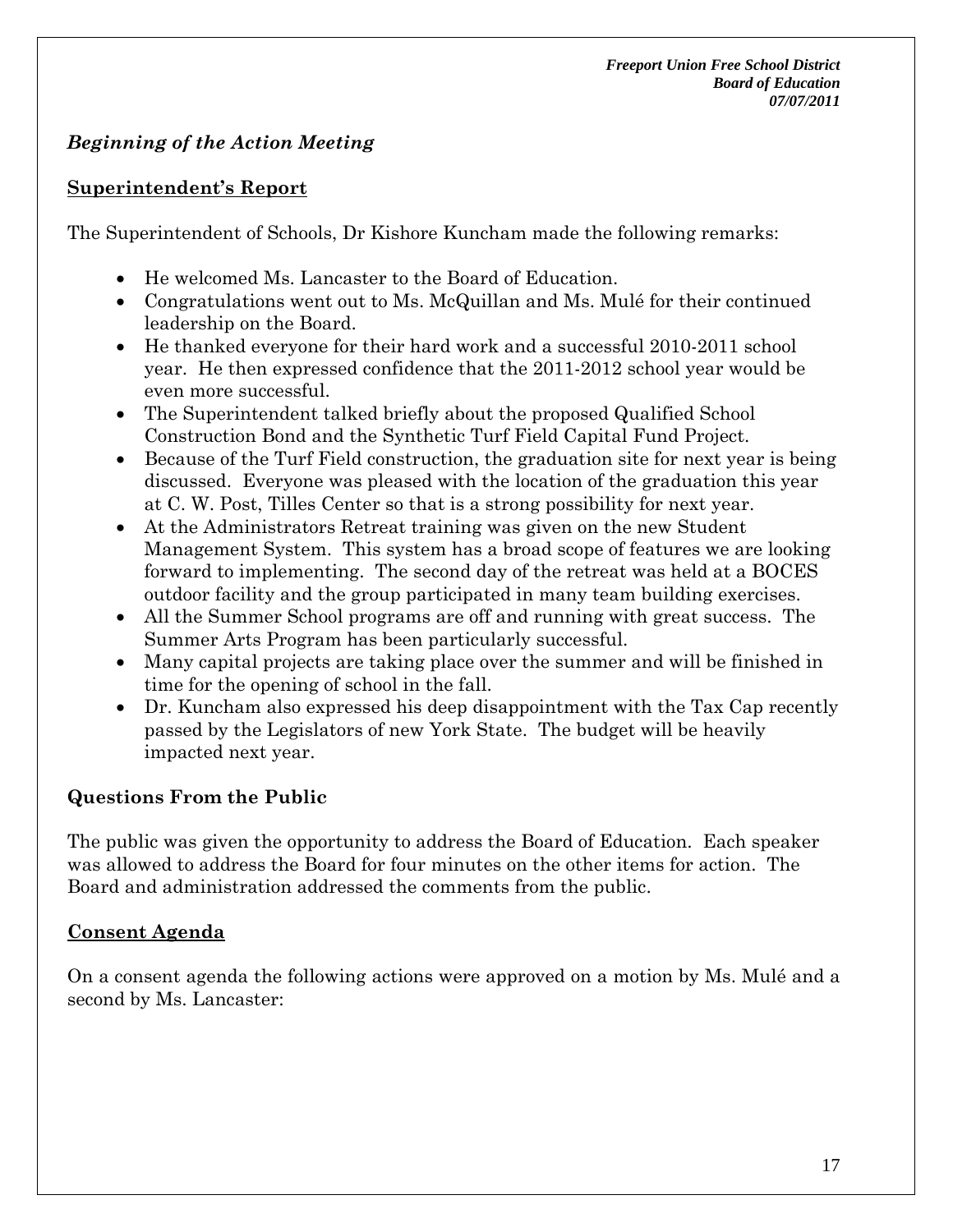## *Beginning of the Action Meeting*

### Superintendent's Report

The Superintendent of Schools, Dr Kishore Kuncham made the following remarks:

- He welcomed Ms. Lancaster to the Board of Education.
- Congratulations went out to Ms. McQuillan and Ms. Mulé for their continued leadership on the Board.
- He thanked everyone for their hard work and a successful 2010-2011 school year. He then expressed confidence that the 2011-2012 school year would be even more successful.
- The Superintendent talked briefly about the proposed Qualified School Construction Bond and the Synthetic Turf Field Capital Fund Project.
- Because of the Turf Field construction, the graduation site for next year is being discussed. Everyone was pleased with the location of the graduation this year at C. W. Post, Tilles Center so that is a strong possibility for next year.
- At the Administrators Retreat training was given on the new Student Management System. This system has a broad scope of features we are looking forward to implementing. The second day of the retreat was held at a BOCES outdoor facility and the group participated in many team building exercises.
- All the Summer School programs are off and running with great success. The Summer Arts Program has been particularly successful.
- Many capital projects are taking place over the summer and will be finished in time for the opening of school in the fall.
- Dr. Kuncham also expressed his deep disappointment with the Tax Cap recently passed by the Legislators of new York State. The budget will be heavily impacted next year.

### Questions From the Public

The public was given the opportunity to address the Board of Education. Each speaker was allowed to address the Board for four minutes on the other items for action. The Board and administration addressed the comments from the public.

### Consent Agenda

On a consent agenda the following actions were approved on a motion by Ms. Mulé and a second by Ms. Lancaster: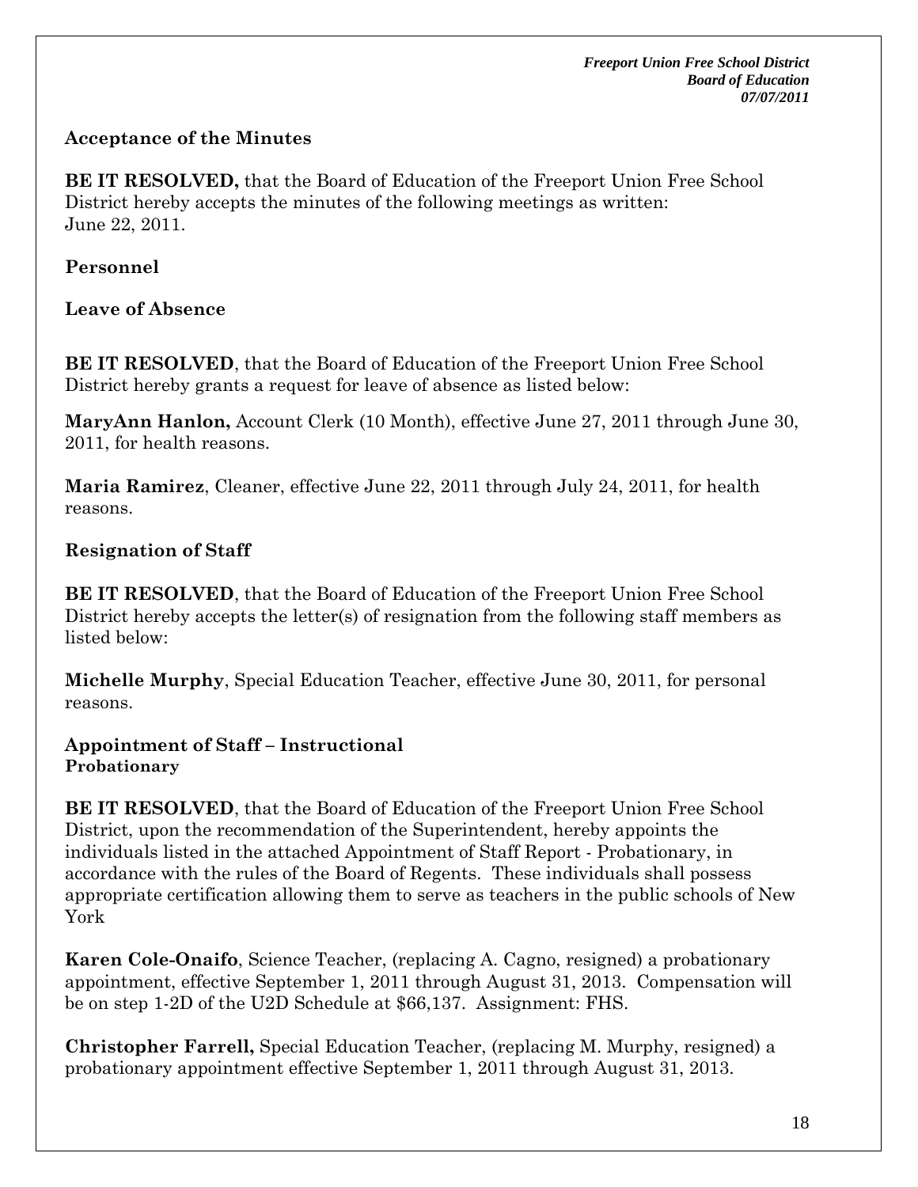**Acceptance of the Minutes**

**BE IT RESOLVED,** that the Board of Education of the Freeport Union Free School District hereby accepts the minutes of the following meetings as written: June 22, 2011.

**Personnel**

**Leave of Absence**

**BE IT RESOLVED**, that the Board of Education of the Freeport Union Free School District hereby grants a request for leave of absence as listed below:

**MaryAnn Hanlon,** Account Clerk (10 Month), effective June 27, 2011 through June 30, 2011, for health reasons.

**Maria Ramirez**, Cleaner, effective June 22, 2011 through July 24, 2011, for health reasons.

**Resignation of Staff**

**BE IT RESOLVED**, that the Board of Education of the Freeport Union Free School District hereby accepts the letter(s) of resignation from the following staff members as listed below:

**Michelle Murphy**, Special Education Teacher, effective June 30, 2011, for personal reasons.

**Appointment of Staff – Instructional**
**Probationary**

**BE IT RESOLVED**, that the Board of Education of the Freeport Union Free School District, upon the recommendation of the Superintendent, hereby appoints the individuals listed in the attached Appointment of Staff Report - Probationary, in accordance with the rules of the Board of Regents. These individuals shall possess appropriate certification allowing them to serve as teachers in the public schools of New York

**Karen Cole-Onaifo**, Science Teacher, (replacing A. Cagno, resigned) a probationary appointment, effective September 1, 2011 through August 31, 2013. Compensation will be on step 1-2D of the U2D Schedule at $66,137. Assignment: FHS.

**Christopher Farrell,** Special Education Teacher, (replacing M. Murphy, resigned) a probationary appointment effective September 1, 2011 through August 31, 2013.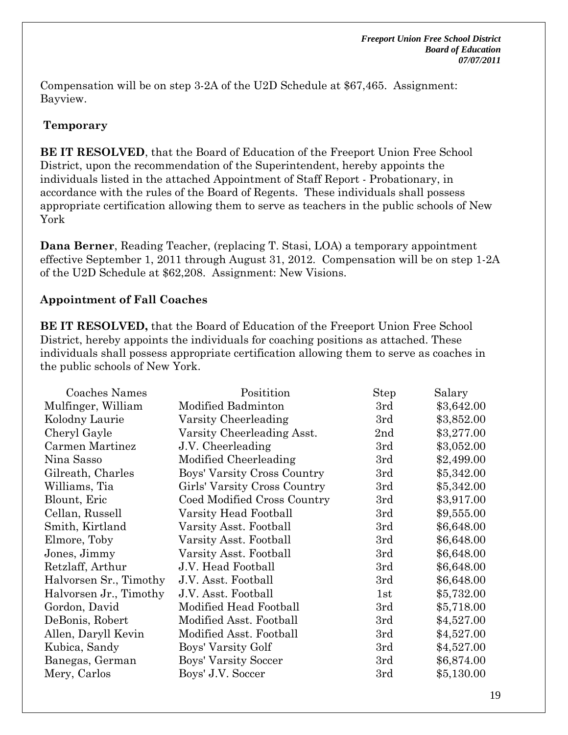Compensation will be on step 3-2A of the U2D Schedule at $67,465. Assignment: Bayview.

**Temporary**

**BE IT RESOLVED**, that the Board of Education of the Freeport Union Free School District, upon the recommendation of the Superintendent, hereby appoints the individuals listed in the attached Appointment of Staff Report - Probationary, in accordance with the rules of the Board of Regents. These individuals shall possess appropriate certification allowing them to serve as teachers in the public schools of New York

**Dana Berner**, Reading Teacher, (replacing T. Stasi, LOA) a temporary appointment effective September 1, 2011 through August 31, 2012. Compensation will be on step 1-2A of the U2D Schedule at $62,208. Assignment: New Visions.

**Appointment of Fall Coaches**

**BE IT RESOLVED,** that the Board of Education of the Freeport Union Free School District, hereby appoints the individuals for coaching positions as attached. These individuals shall possess appropriate certification allowing them to serve as coaches in the public schools of New York.

| Coaches Names | Positition | Step | Salary |
|---|---|---|---|
| Mulfinger, William | Modified Badminton | 3rd | $3,642.00 |
| Kolodny Laurie | Varsity Cheerleading | 3rd | $3,852.00 |
| Cheryl Gayle | Varsity Cheerleading Asst. | 2nd | $3,277.00 |
| Carmen Martinez | J.V. Cheerleading | 3rd | $3,052.00 |
| Nina Sasso | Modified Cheerleading | 3rd | $2,499.00 |
| Gilreath, Charles | Boys' Varsity Cross Country | 3rd | $5,342.00 |
| Williams, Tia | Girls' Varsity Cross Country | 3rd | $5,342.00 |
| Blount, Eric | Coed Modified Cross Country | 3rd | $3,917.00 |
| Cellan, Russell | Varsity Head Football | 3rd | $9,555.00 |
| Smith, Kirtland | Varsity Asst. Football | 3rd | $6,648.00 |
| Elmore, Toby | Varsity Asst. Football | 3rd | $6,648.00 |
| Jones, Jimmy | Varsity Asst. Football | 3rd | $6,648.00 |
| Retzlaff, Arthur | J.V. Head Football | 3rd | $6,648.00 |
| Halvorsen Sr., Timothy | J.V. Asst. Football | 3rd | $6,648.00 |
| Halvorsen Jr., Timothy | J.V. Asst. Football | 1st | $5,732.00 |
| Gordon, David | Modified Head Football | 3rd | $5,718.00 |
| DeBonis, Robert | Modified Asst. Football | 3rd | $4,527.00 |
| Allen, Daryll Kevin | Modified Asst. Football | 3rd | $4,527.00 |
| Kubica, Sandy | Boys' Varsity Golf | 3rd | $4,527.00 |
| Banegas, German | Boys' Varsity Soccer | 3rd | $6,874.00 |
| Mery, Carlos | Boys' J.V. Soccer | 3rd | $5,130.00 |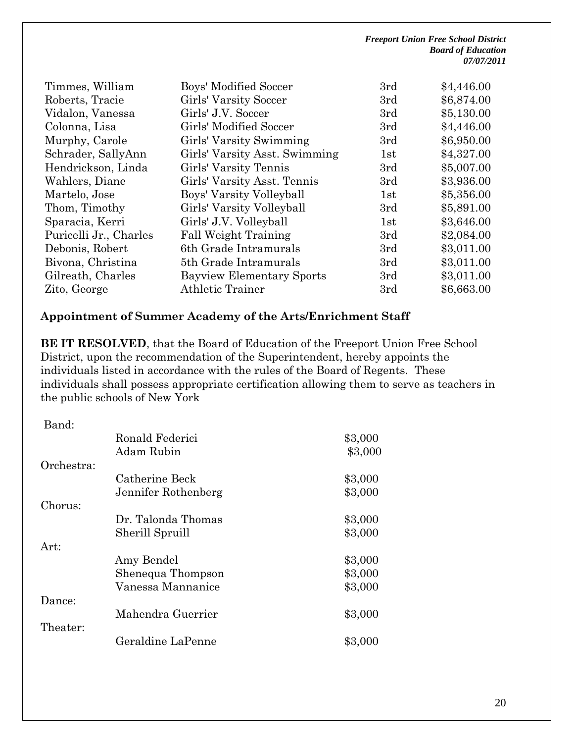| | | | |
|---|---|---|---|
| Timmes, William | Boys' Modified Soccer | 3rd | $4,446.00 |
| Roberts, Tracie | Girls' Varsity Soccer | 3rd | $6,874.00 |
| Vidalon, Vanessa | Girls' J.V. Soccer | 3rd | $5,130.00 |
| Colonna, Lisa | Girls' Modified Soccer | 3rd | $4,446.00 |
| Murphy, Carole | Girls' Varsity Swimming | 3rd | $6,950.00 |
| Schrader, SallyAnn | Girls' Varsity Asst. Swimming | 1st | $4,327.00 |
| Hendrickson, Linda | Girls' Varsity Tennis | 3rd | $5,007.00 |
| Wahlers, Diane | Girls' Varsity Asst. Tennis | 3rd | $3,936.00 |
| Martelo, Jose | Boys' Varsity Volleyball | 1st | $5,356.00 |
| Thom, Timothy | Girls' Varsity Volleyball | 3rd | $5,891.00 |
| Sparacia, Kerri | Girls' J.V. Volleyball | 1st | $3,646.00 |
| Puricelli Jr., Charles | Fall Weight Training | 3rd | $2,084.00 |
| Debonis, Robert | 6th Grade Intramurals | 3rd | $3,011.00 |
| Bivona, Christina | 5th Grade Intramurals | 3rd | $3,011.00 |
| Gilreath, Charles | Bayview Elementary Sports | 3rd | $3,011.00 |
| Zito, George | Athletic Trainer | 3rd | $6,663.00 |

**Appointment of Summer Academy of the Arts/Enrichment Staff**

**BE IT RESOLVED**, that the Board of Education of the Freeport Union Free School District, upon the recommendation of the Superintendent, hereby appoints the individuals listed in accordance with the rules of the Board of Regents. These individuals shall possess appropriate certification allowing them to serve as teachers in the public schools of New York

| | | |
|---|---|---|
| Band: | | |
| | Ronald Federici | $3,000 |
| | Adam Rubin | $3,000 |
| Orchestra: | | |
| | Catherine Beck | $3,000 |
| | Jennifer Rothenberg | $3,000 |
| Chorus: | | |
| | Dr. Talonda Thomas | $3,000 |
| | Sherill Spruill | $3,000 |
| Art: | | |
| | Amy Bendel | $3,000 |
| | Shenequa Thompson | $3,000 |
| | Vanessa Mannanice | $3,000 |
| Dance: | | |
| | Mahendra Guerrier | $3,000 |
| Theater: | | |
| | Geraldine LaPenne | $3,000 |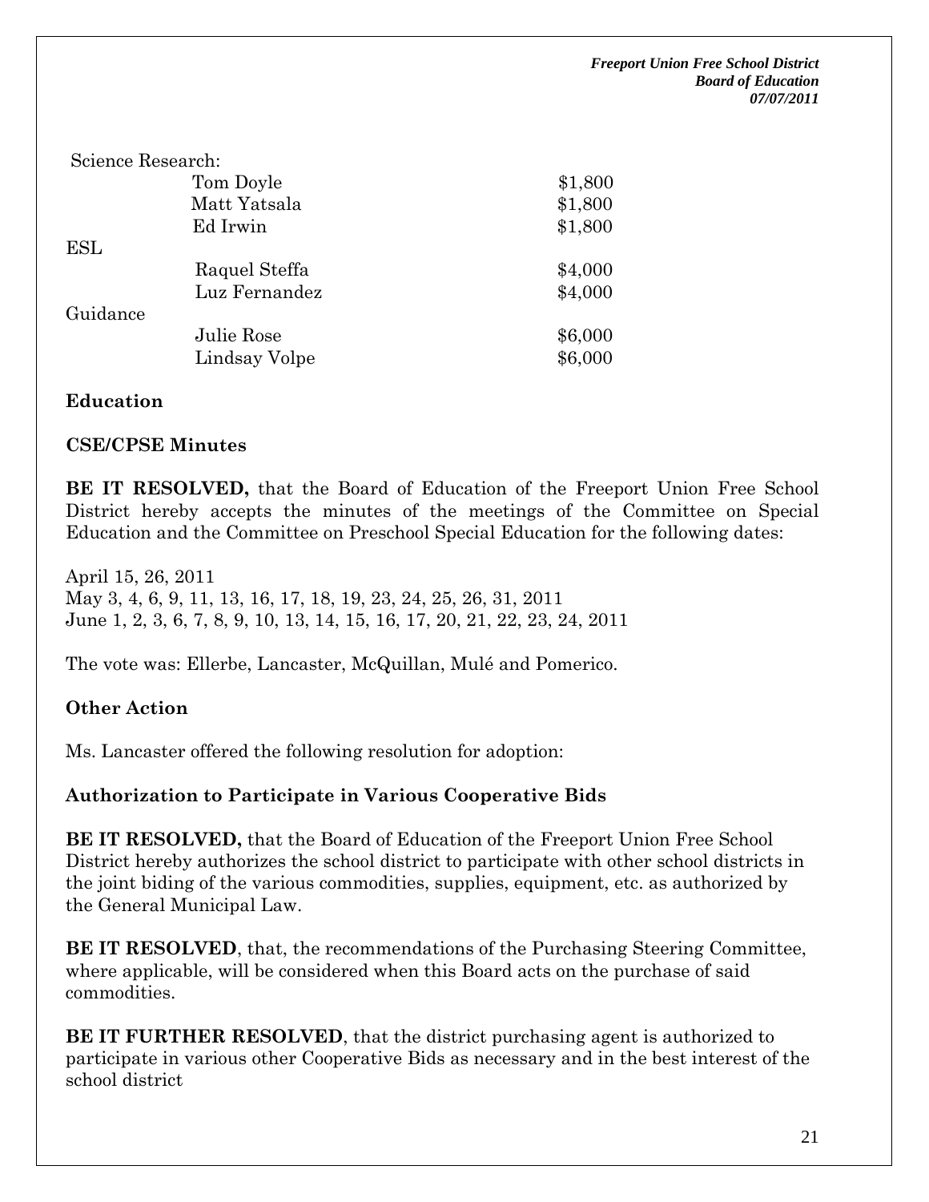| Science Research: | | |
| --- | --- | --- |
| | Tom Doyle | $1,800 |
| | Matt Yatsala | $1,800 |
| | Ed Irwin | $1,800 |
| ESL | | |
| | Raquel Steffa | $4,000 |
| | Luz Fernandez | $4,000 |
| Guidance | | |
| | Julie Rose | $6,000 |
| | Lindsay Volpe | $6,000 |

**Education**

**CSE/CPSE Minutes**

**BE IT RESOLVED,** that the Board of Education of the Freeport Union Free School District hereby accepts the minutes of the meetings of the Committee on Special Education and the Committee on Preschool Special Education for the following dates:

April 15, 26, 2011
May 3, 4, 6, 9, 11, 13, 16, 17, 18, 19, 23, 24, 25, 26, 31, 2011
June 1, 2, 3, 6, 7, 8, 9, 10, 13, 14, 15, 16, 17, 20, 21, 22, 23, 24, 2011

The vote was: Ellerbe, Lancaster, McQuillan, Mulé and Pomerico.

**Other Action**

Ms. Lancaster offered the following resolution for adoption:

**Authorization to Participate in Various Cooperative Bids**

**BE IT RESOLVED,** that the Board of Education of the Freeport Union Free School District hereby authorizes the school district to participate with other school districts in the joint biding of the various commodities, supplies, equipment, etc. as authorized by the General Municipal Law.

**BE IT RESOLVED**, that, the recommendations of the Purchasing Steering Committee, where applicable, will be considered when this Board acts on the purchase of said commodities.

**BE IT FURTHER RESOLVED**, that the district purchasing agent is authorized to participate in various other Cooperative Bids as necessary and in the best interest of the school district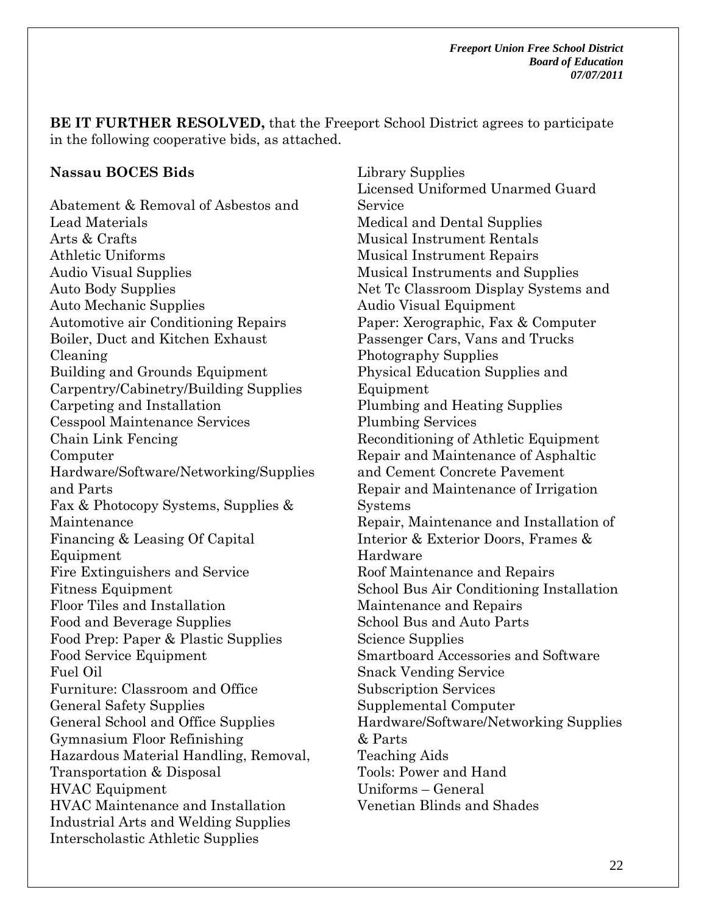**BE IT FURTHER RESOLVED,** that the Freeport School District agrees to participate in the following cooperative bids, as attached.

**Nassau BOCES Bids**

Abatement & Removal of Asbestos and Lead Materials
Arts & Crafts
Athletic Uniforms
Audio Visual Supplies
Auto Body Supplies
Auto Mechanic Supplies
Automotive air Conditioning Repairs
Boiler, Duct and Kitchen Exhaust Cleaning
Building and Grounds Equipment
Carpentry/Cabinetry/Building Supplies
Carpeting and Installation
Cesspool Maintenance Services
Chain Link Fencing
Computer Hardware/Software/Networking/Supplies and Parts
Fax & Photocopy Systems, Supplies & Maintenance
Financing & Leasing Of Capital Equipment
Fire Extinguishers and Service
Fitness Equipment
Floor Tiles and Installation
Food and Beverage Supplies
Food Prep: Paper & Plastic Supplies
Food Service Equipment
Fuel Oil
Furniture: Classroom and Office
General Safety Supplies
General School and Office Supplies
Gymnasium Floor Refinishing
Hazardous Material Handling, Removal, Transportation & Disposal
HVAC Equipment
HVAC Maintenance and Installation
Industrial Arts and Welding Supplies
Interscholastic Athletic Supplies
Library Supplies
Licensed Uniformed Unarmed Guard Service
Medical and Dental Supplies
Musical Instrument Rentals
Musical Instrument Repairs
Musical Instruments and Supplies
Net Tc Classroom Display Systems and Audio Visual Equipment
Paper: Xerographic, Fax & Computer
Passenger Cars, Vans and Trucks
Photography Supplies
Physical Education Supplies and Equipment
Plumbing and Heating Supplies
Plumbing Services
Reconditioning of Athletic Equipment
Repair and Maintenance of Asphaltic and Cement Concrete Pavement
Repair and Maintenance of Irrigation Systems
Repair, Maintenance and Installation of Interior & Exterior Doors, Frames & Hardware
Roof Maintenance and Repairs
School Bus Air Conditioning Installation Maintenance and Repairs
School Bus and Auto Parts
Science Supplies
Smartboard Accessories and Software
Snack Vending Service
Subscription Services
Supplemental Computer Hardware/Software/Networking Supplies & Parts
Teaching Aids
Tools: Power and Hand
Uniforms – General
Venetian Blinds and Shades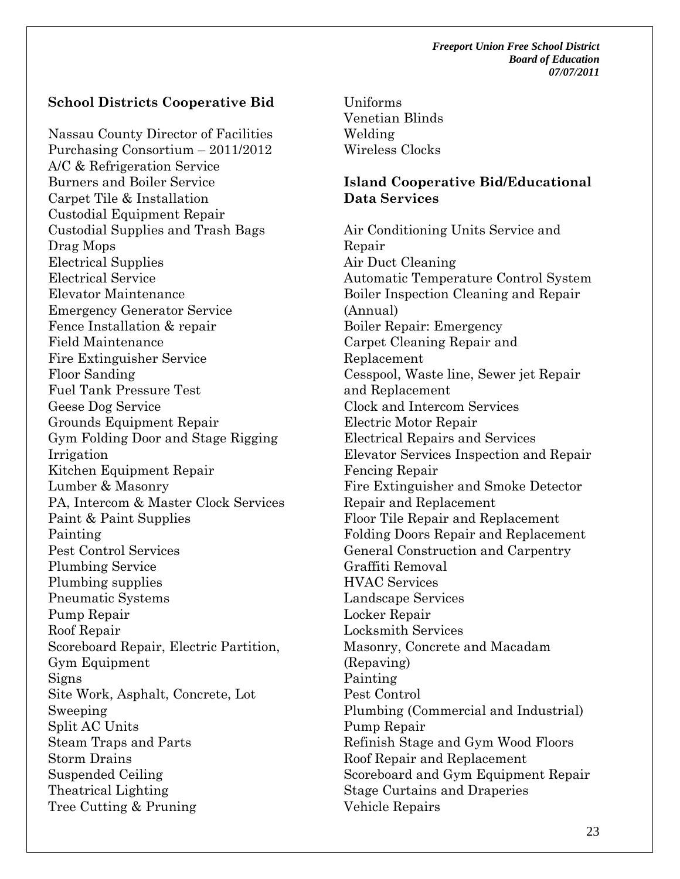**School Districts Cooperative Bid**

Nassau County Director of Facilities Purchasing Consortium – 2011/2012
A/C & Refrigeration Service
Burners and Boiler Service
Carpet Tile & Installation
Custodial Equipment Repair
Custodial Supplies and Trash Bags
Drag Mops
Electrical Supplies
Electrical Service
Elevator Maintenance
Emergency Generator Service
Fence Installation & repair
Field Maintenance
Fire Extinguisher Service
Floor Sanding
Fuel Tank Pressure Test
Geese Dog Service
Grounds Equipment Repair
Gym Folding Door and Stage Rigging
Irrigation
Kitchen Equipment Repair
Lumber & Masonry
PA, Intercom & Master Clock Services
Paint & Paint Supplies
Painting
Pest Control Services
Plumbing Service
Plumbing supplies
Pneumatic Systems
Pump Repair
Roof Repair
Scoreboard Repair, Electric Partition, Gym Equipment
Signs
Site Work, Asphalt, Concrete, Lot Sweeping
Split AC Units
Steam Traps and Parts
Storm Drains
Suspended Ceiling
Theatrical Lighting
Tree Cutting & Pruning
Uniforms
Venetian Blinds
Welding
Wireless Clocks

**Island Cooperative Bid/Educational Data Services**

Air Conditioning Units Service and Repair
Air Duct Cleaning
Automatic Temperature Control System
Boiler Inspection Cleaning and Repair (Annual)
Boiler Repair: Emergency
Carpet Cleaning Repair and Replacement
Cesspool, Waste line, Sewer jet Repair and Replacement
Clock and Intercom Services
Electric Motor Repair
Electrical Repairs and Services
Elevator Services Inspection and Repair
Fencing Repair
Fire Extinguisher and Smoke Detector Repair and Replacement
Floor Tile Repair and Replacement
Folding Doors Repair and Replacement
General Construction and Carpentry
Graffiti Removal
HVAC Services
Landscape Services
Locker Repair
Locksmith Services
Masonry, Concrete and Macadam (Repaving)
Painting
Pest Control
Plumbing (Commercial and Industrial)
Pump Repair
Refinish Stage and Gym Wood Floors
Roof Repair and Replacement
Scoreboard and Gym Equipment Repair
Stage Curtains and Draperies
Vehicle Repairs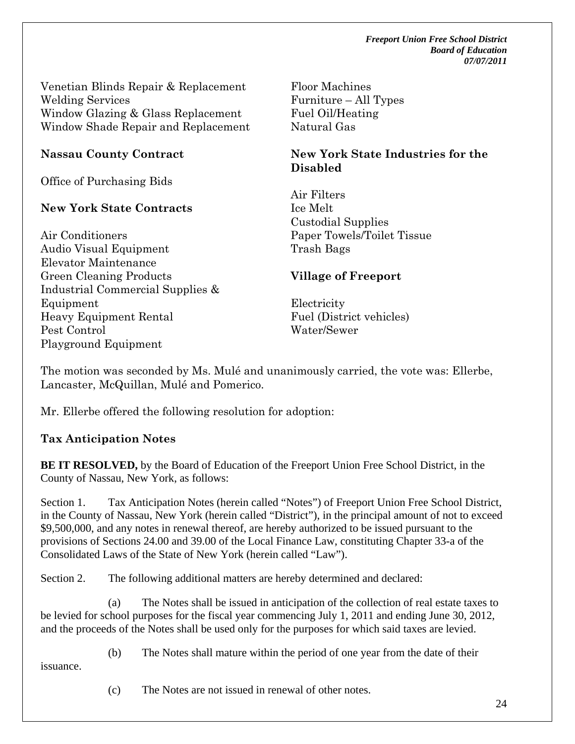Venetian Blinds Repair & Replacement
Welding Services
Window Glazing & Glass Replacement
Window Shade Repair and Replacement

**Nassau County Contract**

Office of Purchasing Bids

**New York State Contracts**

Air Conditioners
Audio Visual Equipment
Elevator Maintenance
Green Cleaning Products
Industrial Commercial Supplies & Equipment
Heavy Equipment Rental
Pest Control
Playground Equipment

Floor Machines
Furniture – All Types
Fuel Oil/Heating
Natural Gas

**New York State Industries for the Disabled**

Air Filters
Ice Melt
Custodial Supplies
Paper Towels/Toilet Tissue
Trash Bags

**Village of Freeport**

Electricity
Fuel (District vehicles)
Water/Sewer

The motion was seconded by Ms. Mulé and unanimously carried, the vote was: Ellerbe, Lancaster, McQuillan, Mulé and Pomerico.

Mr. Ellerbe offered the following resolution for adoption:

**Tax Anticipation Notes**

**BE IT RESOLVED,** by the Board of Education of the Freeport Union Free School District, in the County of Nassau, New York, as follows:

Section 1. Tax Anticipation Notes (herein called "Notes") of Freeport Union Free School District, in the County of Nassau, New York (herein called "District"), in the principal amount of not to exceed $9,500,000, and any notes in renewal thereof, are hereby authorized to be issued pursuant to the provisions of Sections 24.00 and 39.00 of the Local Finance Law, constituting Chapter 33-a of the Consolidated Laws of the State of New York (herein called "Law").

Section 2. The following additional matters are hereby determined and declared:

(a) The Notes shall be issued in anticipation of the collection of real estate taxes to be levied for school purposes for the fiscal year commencing July 1, 2011 and ending June 30, 2012, and the proceeds of the Notes shall be used only for the purposes for which said taxes are levied.

(b) The Notes shall mature within the period of one year from the date of their issuance.

(c) The Notes are not issued in renewal of other notes.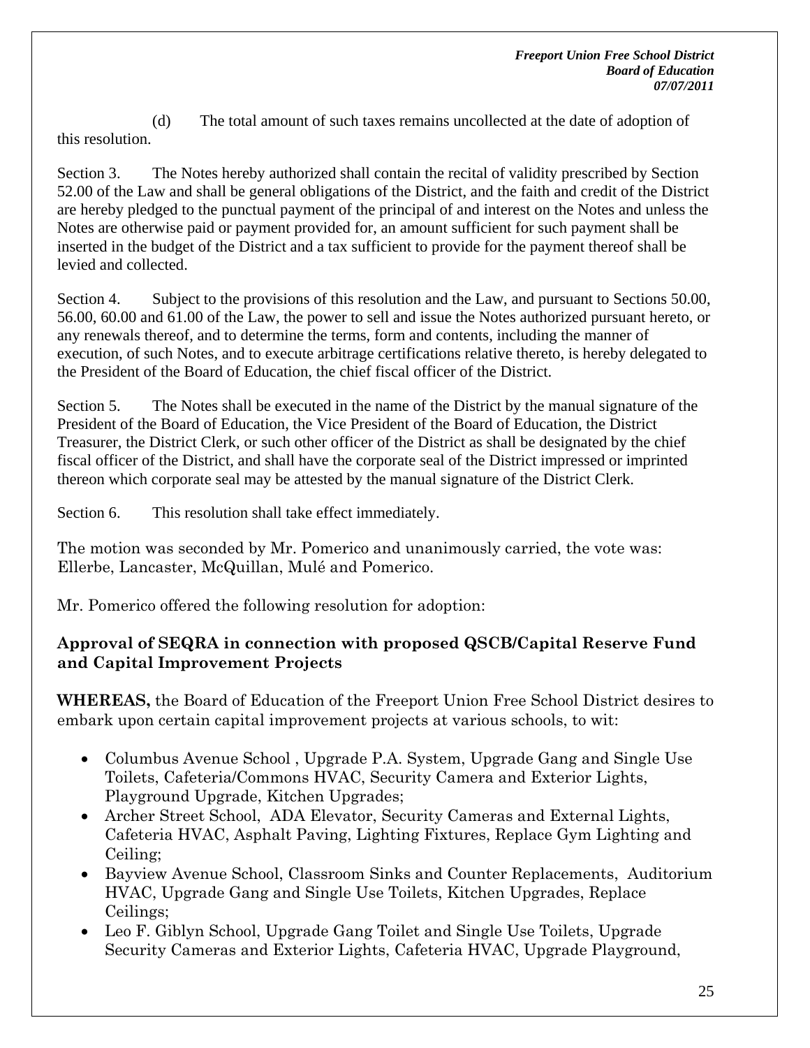(d) The total amount of such taxes remains uncollected at the date of adoption of this resolution.

Section 3. The Notes hereby authorized shall contain the recital of validity prescribed by Section 52.00 of the Law and shall be general obligations of the District, and the faith and credit of the District are hereby pledged to the punctual payment of the principal of and interest on the Notes and unless the Notes are otherwise paid or payment provided for, an amount sufficient for such payment shall be inserted in the budget of the District and a tax sufficient to provide for the payment thereof shall be levied and collected.

Section 4. Subject to the provisions of this resolution and the Law, and pursuant to Sections 50.00, 56.00, 60.00 and 61.00 of the Law, the power to sell and issue the Notes authorized pursuant hereto, or any renewals thereof, and to determine the terms, form and contents, including the manner of execution, of such Notes, and to execute arbitrage certifications relative thereto, is hereby delegated to the President of the Board of Education, the chief fiscal officer of the District.

Section 5. The Notes shall be executed in the name of the District by the manual signature of the President of the Board of Education, the Vice President of the Board of Education, the District Treasurer, the District Clerk, or such other officer of the District as shall be designated by the chief fiscal officer of the District, and shall have the corporate seal of the District impressed or imprinted thereon which corporate seal may be attested by the manual signature of the District Clerk.

Section 6. This resolution shall take effect immediately.

The motion was seconded by Mr. Pomerico and unanimously carried, the vote was: Ellerbe, Lancaster, McQuillan, Mulé and Pomerico.

Mr. Pomerico offered the following resolution for adoption:

**Approval of SEQRA in connection with proposed QSCB/Capital Reserve Fund and Capital Improvement Projects**

**WHEREAS,** the Board of Education of the Freeport Union Free School District desires to embark upon certain capital improvement projects at various schools, to wit:

- Columbus Avenue School , Upgrade P.A. System, Upgrade Gang and Single Use Toilets, Cafeteria/Commons HVAC, Security Camera and Exterior Lights, Playground Upgrade, Kitchen Upgrades;
- Archer Street School, ADA Elevator, Security Cameras and External Lights, Cafeteria HVAC, Asphalt Paving, Lighting Fixtures, Replace Gym Lighting and Ceiling;
- Bayview Avenue School, Classroom Sinks and Counter Replacements, Auditorium HVAC, Upgrade Gang and Single Use Toilets, Kitchen Upgrades, Replace Ceilings;
- Leo F. Giblyn School, Upgrade Gang Toilet and Single Use Toilets, Upgrade Security Cameras and Exterior Lights, Cafeteria HVAC, Upgrade Playground,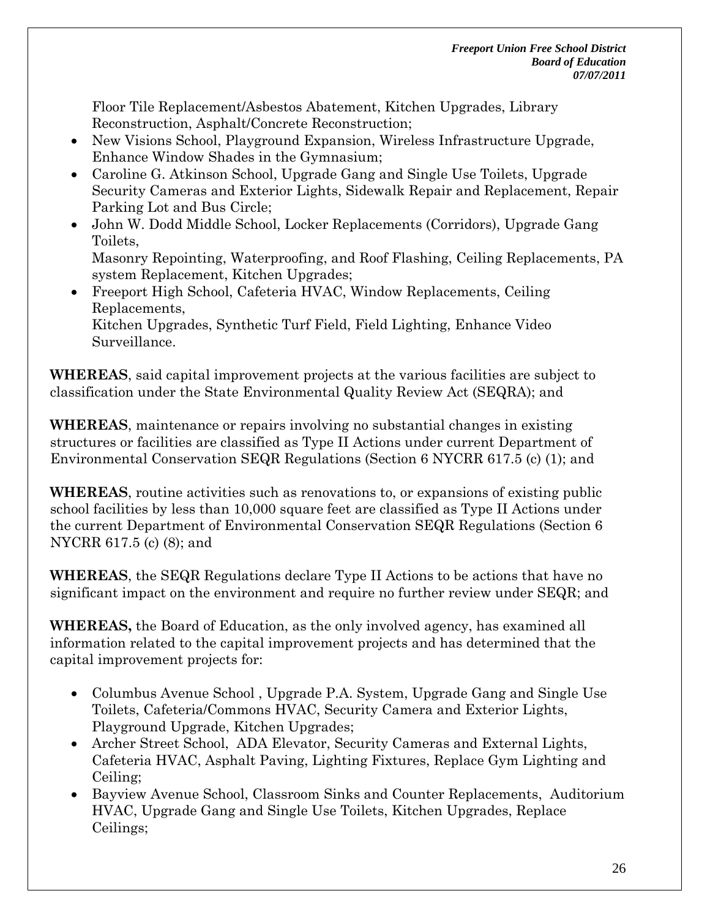Floor Tile Replacement/Asbestos Abatement, Kitchen Upgrades, Library Reconstruction, Asphalt/Concrete Reconstruction;

- New Visions School, Playground Expansion, Wireless Infrastructure Upgrade, Enhance Window Shades in the Gymnasium;
- Caroline G. Atkinson School, Upgrade Gang and Single Use Toilets, Upgrade Security Cameras and Exterior Lights, Sidewalk Repair and Replacement, Repair Parking Lot and Bus Circle;
- John W. Dodd Middle School, Locker Replacements (Corridors), Upgrade Gang Toilets,
  Masonry Repointing, Waterproofing, and Roof Flashing, Ceiling Replacements, PA system Replacement, Kitchen Upgrades;
- Freeport High School, Cafeteria HVAC, Window Replacements, Ceiling Replacements,
  Kitchen Upgrades, Synthetic Turf Field, Field Lighting, Enhance Video Surveillance.

**WHEREAS**, said capital improvement projects at the various facilities are subject to classification under the State Environmental Quality Review Act (SEQRA); and

**WHEREAS**, maintenance or repairs involving no substantial changes in existing structures or facilities are classified as Type II Actions under current Department of Environmental Conservation SEQR Regulations (Section 6 NYCRR 617.5 (c) (1); and

**WHEREAS**, routine activities such as renovations to, or expansions of existing public school facilities by less than 10,000 square feet are classified as Type II Actions under the current Department of Environmental Conservation SEQR Regulations (Section 6 NYCRR 617.5 (c) (8); and

**WHEREAS**, the SEQR Regulations declare Type II Actions to be actions that have no significant impact on the environment and require no further review under SEQR; and

**WHEREAS,** the Board of Education, as the only involved agency, has examined all information related to the capital improvement projects and has determined that the capital improvement projects for:

- Columbus Avenue School , Upgrade P.A. System, Upgrade Gang and Single Use Toilets, Cafeteria/Commons HVAC, Security Camera and Exterior Lights, Playground Upgrade, Kitchen Upgrades;
- Archer Street School, ADA Elevator, Security Cameras and External Lights, Cafeteria HVAC, Asphalt Paving, Lighting Fixtures, Replace Gym Lighting and Ceiling;
- Bayview Avenue School, Classroom Sinks and Counter Replacements, Auditorium HVAC, Upgrade Gang and Single Use Toilets, Kitchen Upgrades, Replace Ceilings;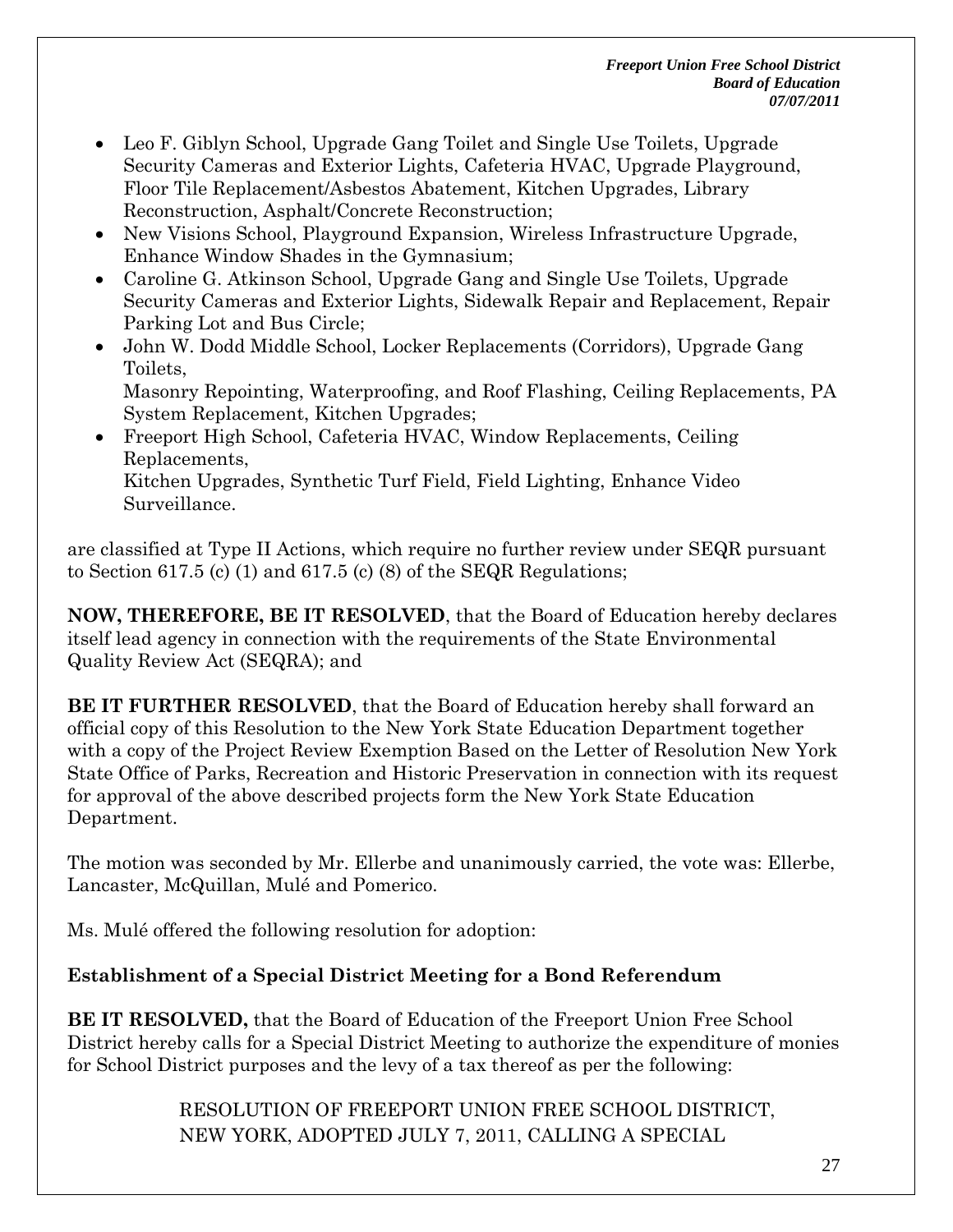- Leo F. Giblyn School, Upgrade Gang Toilet and Single Use Toilets, Upgrade Security Cameras and Exterior Lights, Cafeteria HVAC, Upgrade Playground, Floor Tile Replacement/Asbestos Abatement, Kitchen Upgrades, Library Reconstruction, Asphalt/Concrete Reconstruction;
- New Visions School, Playground Expansion, Wireless Infrastructure Upgrade, Enhance Window Shades in the Gymnasium;
- Caroline G. Atkinson School, Upgrade Gang and Single Use Toilets, Upgrade Security Cameras and Exterior Lights, Sidewalk Repair and Replacement, Repair Parking Lot and Bus Circle;
- John W. Dodd Middle School, Locker Replacements (Corridors), Upgrade Gang Toilets,
  Masonry Repointing, Waterproofing, and Roof Flashing, Ceiling Replacements, PA System Replacement, Kitchen Upgrades;
- Freeport High School, Cafeteria HVAC, Window Replacements, Ceiling Replacements,
  Kitchen Upgrades, Synthetic Turf Field, Field Lighting, Enhance Video Surveillance.

are classified at Type II Actions, which require no further review under SEQR pursuant to Section 617.5 (c) (1) and 617.5 (c) (8) of the SEQR Regulations;

**NOW, THEREFORE, BE IT RESOLVED**, that the Board of Education hereby declares itself lead agency in connection with the requirements of the State Environmental Quality Review Act (SEQRA); and

**BE IT FURTHER RESOLVED**, that the Board of Education hereby shall forward an official copy of this Resolution to the New York State Education Department together with a copy of the Project Review Exemption Based on the Letter of Resolution New York State Office of Parks, Recreation and Historic Preservation in connection with its request for approval of the above described projects form the New York State Education Department.

The motion was seconded by Mr. Ellerbe and unanimously carried, the vote was: Ellerbe, Lancaster, McQuillan, Mulé and Pomerico.

Ms. Mulé offered the following resolution for adoption:

**Establishment of a Special District Meeting for a Bond Referendum**

**BE IT RESOLVED,** that the Board of Education of the Freeport Union Free School District hereby calls for a Special District Meeting to authorize the expenditure of monies for School District purposes and the levy of a tax thereof as per the following:

RESOLUTION OF FREEPORT UNION FREE SCHOOL DISTRICT, NEW YORK, ADOPTED JULY 7, 2011, CALLING A SPECIAL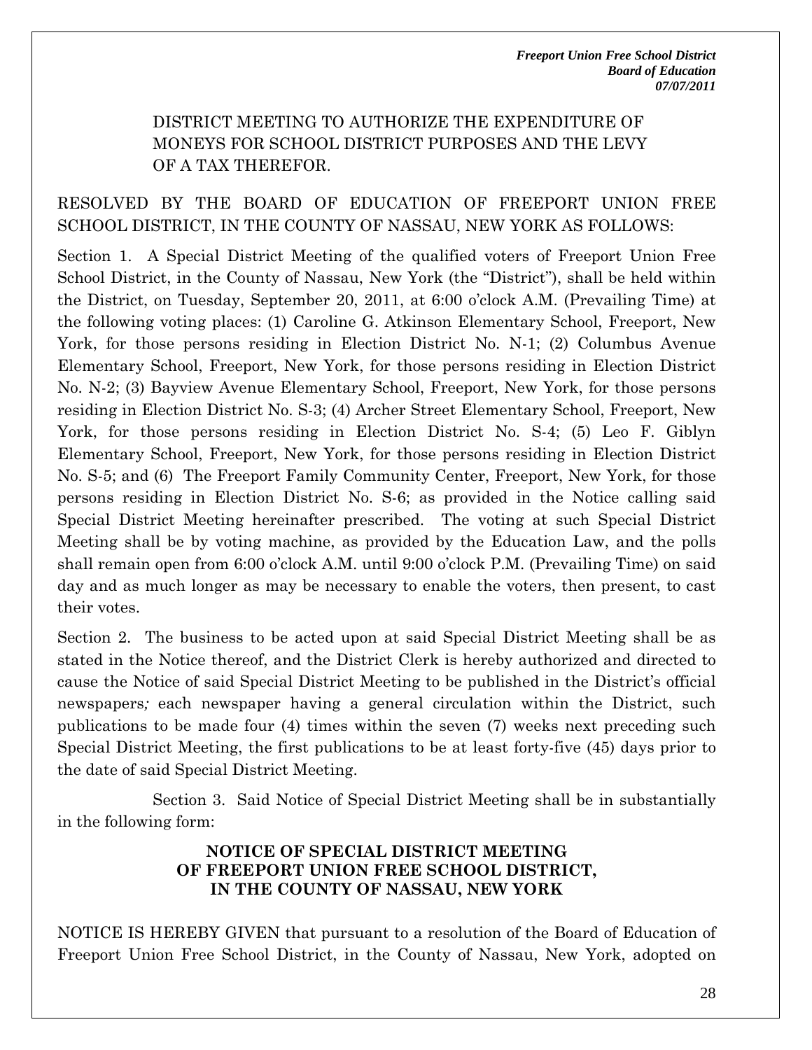DISTRICT MEETING TO AUTHORIZE THE EXPENDITURE OF MONEYS FOR SCHOOL DISTRICT PURPOSES AND THE LEVY OF A TAX THEREFOR.

RESOLVED BY THE BOARD OF EDUCATION OF FREEPORT UNION FREE SCHOOL DISTRICT, IN THE COUNTY OF NASSAU, NEW YORK AS FOLLOWS:

Section 1. A Special District Meeting of the qualified voters of Freeport Union Free School District, in the County of Nassau, New York (the "District"), shall be held within the District, on Tuesday, September 20, 2011, at 6:00 o'clock A.M. (Prevailing Time) at the following voting places: (1) Caroline G. Atkinson Elementary School, Freeport, New York, for those persons residing in Election District No. N-1; (2) Columbus Avenue Elementary School, Freeport, New York, for those persons residing in Election District No. N-2; (3) Bayview Avenue Elementary School, Freeport, New York, for those persons residing in Election District No. S-3; (4) Archer Street Elementary School, Freeport, New York, for those persons residing in Election District No. S-4; (5) Leo F. Giblyn Elementary School, Freeport, New York, for those persons residing in Election District No. S-5; and (6) The Freeport Family Community Center, Freeport, New York, for those persons residing in Election District No. S-6; as provided in the Notice calling said Special District Meeting hereinafter prescribed. The voting at such Special District Meeting shall be by voting machine, as provided by the Education Law, and the polls shall remain open from 6:00 o'clock A.M. until 9:00 o'clock P.M. (Prevailing Time) on said day and as much longer as may be necessary to enable the voters, then present, to cast their votes.

Section 2. The business to be acted upon at said Special District Meeting shall be as stated in the Notice thereof, and the District Clerk is hereby authorized and directed to cause the Notice of said Special District Meeting to be published in the District's official newspapers; each newspaper having a general circulation within the District, such publications to be made four (4) times within the seven (7) weeks next preceding such Special District Meeting, the first publications to be at least forty-five (45) days prior to the date of said Special District Meeting.

Section 3. Said Notice of Special District Meeting shall be in substantially in the following form:

**NOTICE OF SPECIAL DISTRICT MEETING OF FREEPORT UNION FREE SCHOOL DISTRICT, IN THE COUNTY OF NASSAU, NEW YORK**

NOTICE IS HEREBY GIVEN that pursuant to a resolution of the Board of Education of Freeport Union Free School District, in the County of Nassau, New York, adopted on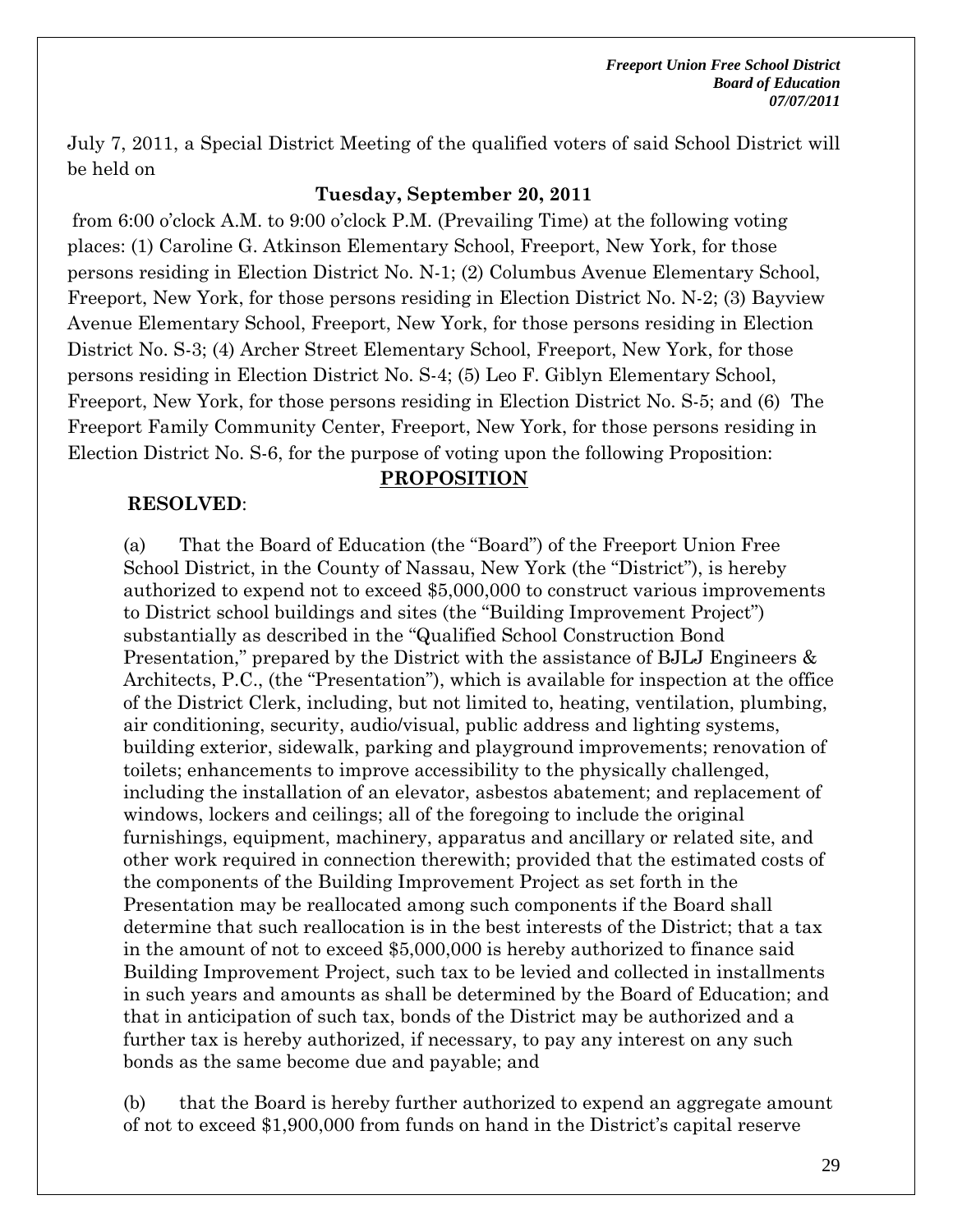July 7, 2011, a Special District Meeting of the qualified voters of said School District will be held on

**Tuesday, September 20, 2011**

from 6:00 o'clock A.M. to 9:00 o'clock P.M. (Prevailing Time) at the following voting places: (1) Caroline G. Atkinson Elementary School, Freeport, New York, for those persons residing in Election District No. N-1; (2) Columbus Avenue Elementary School, Freeport, New York, for those persons residing in Election District No. N-2; (3) Bayview Avenue Elementary School, Freeport, New York, for those persons residing in Election District No. S-3; (4) Archer Street Elementary School, Freeport, New York, for those persons residing in Election District No. S-4; (5) Leo F. Giblyn Elementary School, Freeport, New York, for those persons residing in Election District No. S-5; and (6) The Freeport Family Community Center, Freeport, New York, for those persons residing in Election District No. S-6, for the purpose of voting upon the following Proposition:

**PROPOSITION**

**RESOLVED**:

(a) That the Board of Education (the "Board") of the Freeport Union Free School District, in the County of Nassau, New York (the "District"), is hereby authorized to expend not to exceed $5,000,000 to construct various improvements to District school buildings and sites (the "Building Improvement Project") substantially as described in the "Qualified School Construction Bond Presentation," prepared by the District with the assistance of BJLJ Engineers & Architects, P.C., (the "Presentation"), which is available for inspection at the office of the District Clerk, including, but not limited to, heating, ventilation, plumbing, air conditioning, security, audio/visual, public address and lighting systems, building exterior, sidewalk, parking and playground improvements; renovation of toilets; enhancements to improve accessibility to the physically challenged, including the installation of an elevator, asbestos abatement; and replacement of windows, lockers and ceilings; all of the foregoing to include the original furnishings, equipment, machinery, apparatus and ancillary or related site, and other work required in connection therewith; provided that the estimated costs of the components of the Building Improvement Project as set forth in the Presentation may be reallocated among such components if the Board shall determine that such reallocation is in the best interests of the District; that a tax in the amount of not to exceed $5,000,000 is hereby authorized to finance said Building Improvement Project, such tax to be levied and collected in installments in such years and amounts as shall be determined by the Board of Education; and that in anticipation of such tax, bonds of the District may be authorized and a further tax is hereby authorized, if necessary, to pay any interest on any such bonds as the same become due and payable; and

(b) that the Board is hereby further authorized to expend an aggregate amount of not to exceed $1,900,000 from funds on hand in the District's capital reserve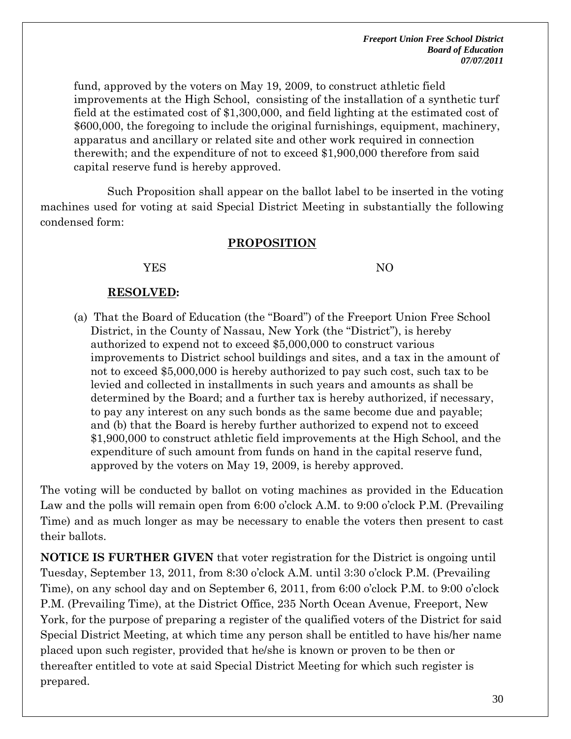fund, approved by the voters on May 19, 2009, to construct athletic field improvements at the High School, consisting of the installation of a synthetic turf field at the estimated cost of $1,300,000, and field lighting at the estimated cost of $600,000, the foregoing to include the original furnishings, equipment, machinery, apparatus and ancillary or related site and other work required in connection therewith; and the expenditure of not to exceed $1,900,000 therefore from said capital reserve fund is hereby approved.

Such Proposition shall appear on the ballot label to be inserted in the voting machines used for voting at said Special District Meeting in substantially the following condensed form:

**PROPOSITION**

YES NO

**RESOLVED:**

(a) That the Board of Education (the "Board") of the Freeport Union Free School District, in the County of Nassau, New York (the "District"), is hereby authorized to expend not to exceed $5,000,000 to construct various improvements to District school buildings and sites, and a tax in the amount of not to exceed $5,000,000 is hereby authorized to pay such cost, such tax to be levied and collected in installments in such years and amounts as shall be determined by the Board; and a further tax is hereby authorized, if necessary, to pay any interest on any such bonds as the same become due and payable; and (b) that the Board is hereby further authorized to expend not to exceed $1,900,000 to construct athletic field improvements at the High School, and the expenditure of such amount from funds on hand in the capital reserve fund, approved by the voters on May 19, 2009, is hereby approved.

The voting will be conducted by ballot on voting machines as provided in the Education Law and the polls will remain open from 6:00 o'clock A.M. to 9:00 o'clock P.M. (Prevailing Time) and as much longer as may be necessary to enable the voters then present to cast their ballots.

**NOTICE IS FURTHER GIVEN** that voter registration for the District is ongoing until Tuesday, September 13, 2011, from 8:30 o'clock A.M. until 3:30 o'clock P.M. (Prevailing Time), on any school day and on September 6, 2011, from 6:00 o'clock P.M. to 9:00 o'clock P.M. (Prevailing Time), at the District Office, 235 North Ocean Avenue, Freeport, New York, for the purpose of preparing a register of the qualified voters of the District for said Special District Meeting, at which time any person shall be entitled to have his/her name placed upon such register, provided that he/she is known or proven to be then or thereafter entitled to vote at said Special District Meeting for which such register is prepared.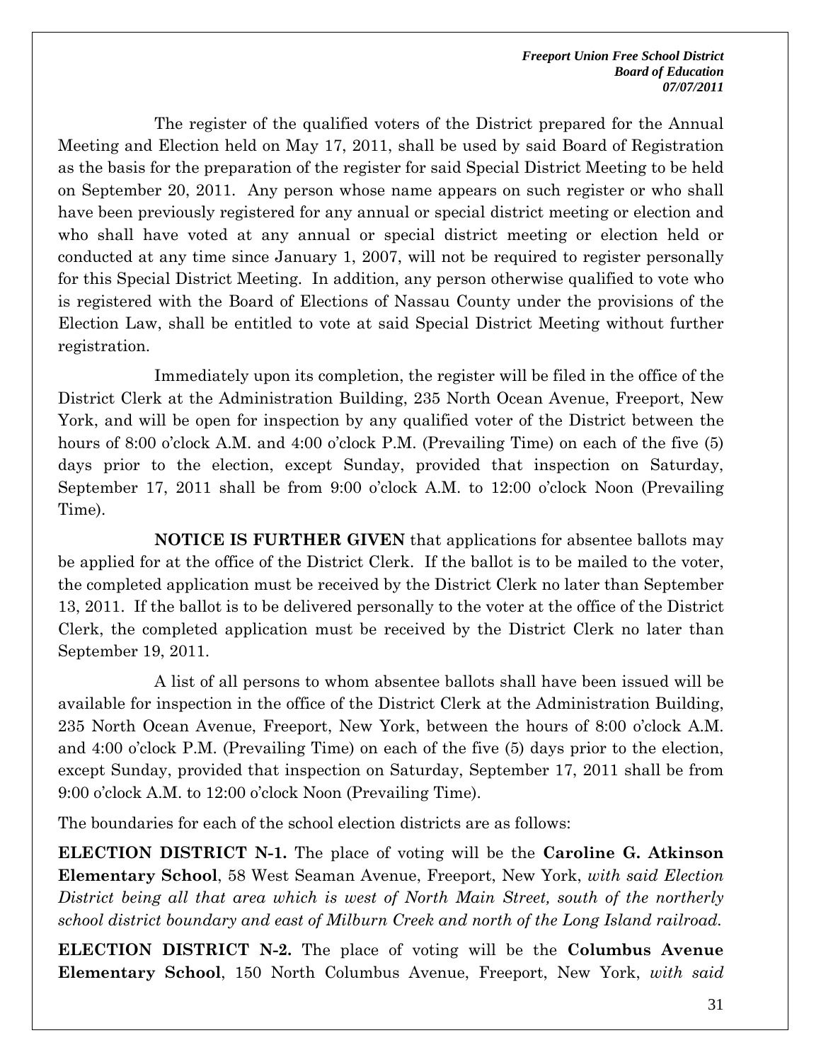The register of the qualified voters of the District prepared for the Annual Meeting and Election held on May 17, 2011, shall be used by said Board of Registration as the basis for the preparation of the register for said Special District Meeting to be held on September 20, 2011. Any person whose name appears on such register or who shall have been previously registered for any annual or special district meeting or election and who shall have voted at any annual or special district meeting or election held or conducted at any time since January 1, 2007, will not be required to register personally for this Special District Meeting. In addition, any person otherwise qualified to vote who is registered with the Board of Elections of Nassau County under the provisions of the Election Law, shall be entitled to vote at said Special District Meeting without further registration.

Immediately upon its completion, the register will be filed in the office of the District Clerk at the Administration Building, 235 North Ocean Avenue, Freeport, New York, and will be open for inspection by any qualified voter of the District between the hours of 8:00 o'clock A.M. and 4:00 o'clock P.M. (Prevailing Time) on each of the five (5) days prior to the election, except Sunday, provided that inspection on Saturday, September 17, 2011 shall be from 9:00 o'clock A.M. to 12:00 o'clock Noon (Prevailing Time).

**NOTICE IS FURTHER GIVEN** that applications for absentee ballots may be applied for at the office of the District Clerk. If the ballot is to be mailed to the voter, the completed application must be received by the District Clerk no later than September 13, 2011. If the ballot is to be delivered personally to the voter at the office of the District Clerk, the completed application must be received by the District Clerk no later than September 19, 2011.

A list of all persons to whom absentee ballots shall have been issued will be available for inspection in the office of the District Clerk at the Administration Building, 235 North Ocean Avenue, Freeport, New York, between the hours of 8:00 o'clock A.M. and 4:00 o'clock P.M. (Prevailing Time) on each of the five (5) days prior to the election, except Sunday, provided that inspection on Saturday, September 17, 2011 shall be from 9:00 o'clock A.M. to 12:00 o'clock Noon (Prevailing Time).

The boundaries for each of the school election districts are as follows:

**ELECTION DISTRICT N-1.** The place of voting will be the **Caroline G. Atkinson Elementary School**, 58 West Seaman Avenue, Freeport, New York, *with said Election District being all that area which is west of North Main Street, south of the northerly school district boundary and east of Milburn Creek and north of the Long Island railroad.*

**ELECTION DISTRICT N-2.** The place of voting will be the **Columbus Avenue Elementary School**, 150 North Columbus Avenue, Freeport, New York, *with said*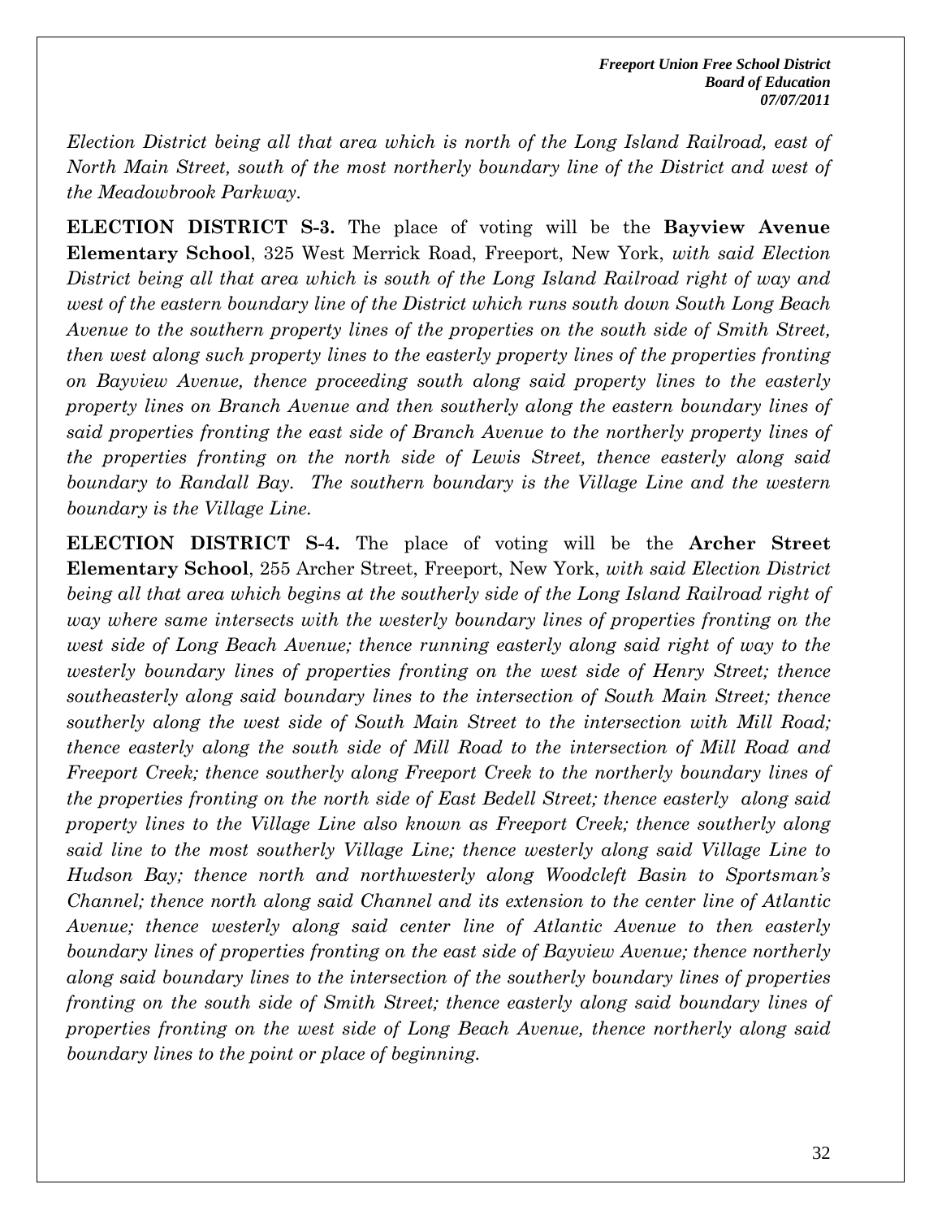*Election District being all that area which is north of the Long Island Railroad, east of North Main Street, south of the most northerly boundary line of the District and west of the Meadowbrook Parkway.*

**ELECTION DISTRICT S-3.** The place of voting will be the **Bayview Avenue Elementary School**, 325 West Merrick Road, Freeport, New York, *with said Election District being all that area which is south of the Long Island Railroad right of way and west of the eastern boundary line of the District which runs south down South Long Beach Avenue to the southern property lines of the properties on the south side of Smith Street, then west along such property lines to the easterly property lines of the properties fronting on Bayview Avenue, thence proceeding south along said property lines to the easterly property lines on Branch Avenue and then southerly along the eastern boundary lines of said properties fronting the east side of Branch Avenue to the northerly property lines of the properties fronting on the north side of Lewis Street, thence easterly along said boundary to Randall Bay. The southern boundary is the Village Line and the western boundary is the Village Line.*

**ELECTION DISTRICT S-4.** The place of voting will be the **Archer Street Elementary School**, 255 Archer Street, Freeport, New York, *with said Election District being all that area which begins at the southerly side of the Long Island Railroad right of way where same intersects with the westerly boundary lines of properties fronting on the west side of Long Beach Avenue; thence running easterly along said right of way to the westerly boundary lines of properties fronting on the west side of Henry Street; thence southeasterly along said boundary lines to the intersection of South Main Street; thence southerly along the west side of South Main Street to the intersection with Mill Road; thence easterly along the south side of Mill Road to the intersection of Mill Road and Freeport Creek; thence southerly along Freeport Creek to the northerly boundary lines of the properties fronting on the north side of East Bedell Street; thence easterly along said property lines to the Village Line also known as Freeport Creek; thence southerly along said line to the most southerly Village Line; thence westerly along said Village Line to Hudson Bay; thence north and northwesterly along Woodcleft Basin to Sportsman's Channel; thence north along said Channel and its extension to the center line of Atlantic Avenue; thence westerly along said center line of Atlantic Avenue to then easterly boundary lines of properties fronting on the east side of Bayview Avenue; thence northerly along said boundary lines to the intersection of the southerly boundary lines of properties fronting on the south side of Smith Street; thence easterly along said boundary lines of properties fronting on the west side of Long Beach Avenue, thence northerly along said boundary lines to the point or place of beginning.*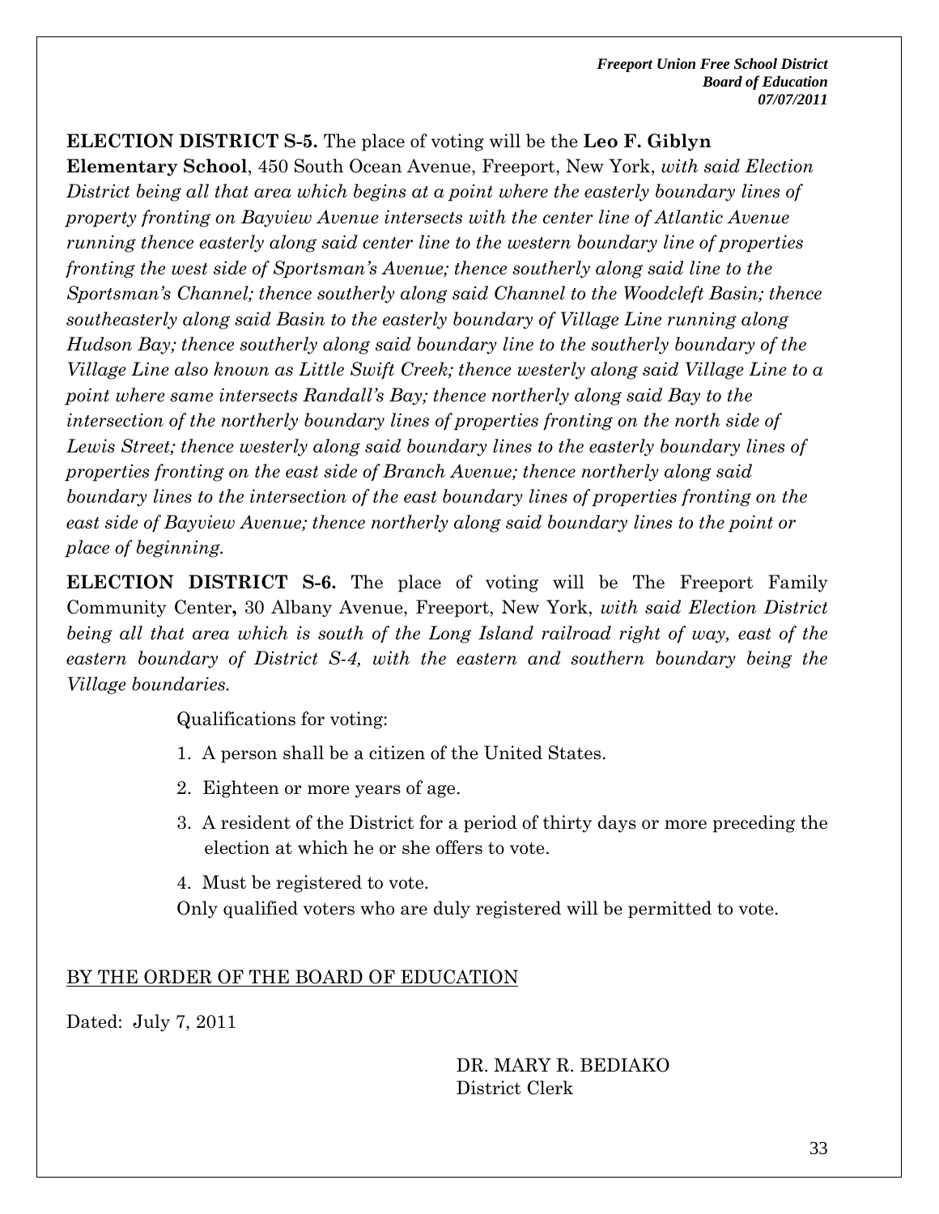**ELECTION DISTRICT S-5.** The place of voting will be the **Leo F. Giblyn Elementary School**, 450 South Ocean Avenue, Freeport, New York, *with said Election District being all that area which begins at a point where the easterly boundary lines of property fronting on Bayview Avenue intersects with the center line of Atlantic Avenue running thence easterly along said center line to the western boundary line of properties fronting the west side of Sportsman's Avenue; thence southerly along said line to the Sportsman's Channel; thence southerly along said Channel to the Woodcleft Basin; thence southeasterly along said Basin to the easterly boundary of Village Line running along Hudson Bay; thence southerly along said boundary line to the southerly boundary of the Village Line also known as Little Swift Creek; thence westerly along said Village Line to a point where same intersects Randall's Bay; thence northerly along said Bay to the intersection of the northerly boundary lines of properties fronting on the north side of Lewis Street; thence westerly along said boundary lines to the easterly boundary lines of properties fronting on the east side of Branch Avenue; thence northerly along said boundary lines to the intersection of the east boundary lines of properties fronting on the east side of Bayview Avenue; thence northerly along said boundary lines to the point or place of beginning.*

**ELECTION DISTRICT S-6.** The place of voting will be The Freeport Family Community Center**,** 30 Albany Avenue, Freeport, New York, *with said Election District being all that area which is south of the Long Island railroad right of way, east of the eastern boundary of District S-4, with the eastern and southern boundary being the Village boundaries.*

Qualifications for voting:

1. A person shall be a citizen of the United States.
2. Eighteen or more years of age.
3. A resident of the District for a period of thirty days or more preceding the election at which he or she offers to vote.
4. Must be registered to vote.

Only qualified voters who are duly registered will be permitted to vote.

BY THE ORDER OF THE BOARD OF EDUCATION

Dated: July 7, 2011

DR. MARY R. BEDIAKO
District Clerk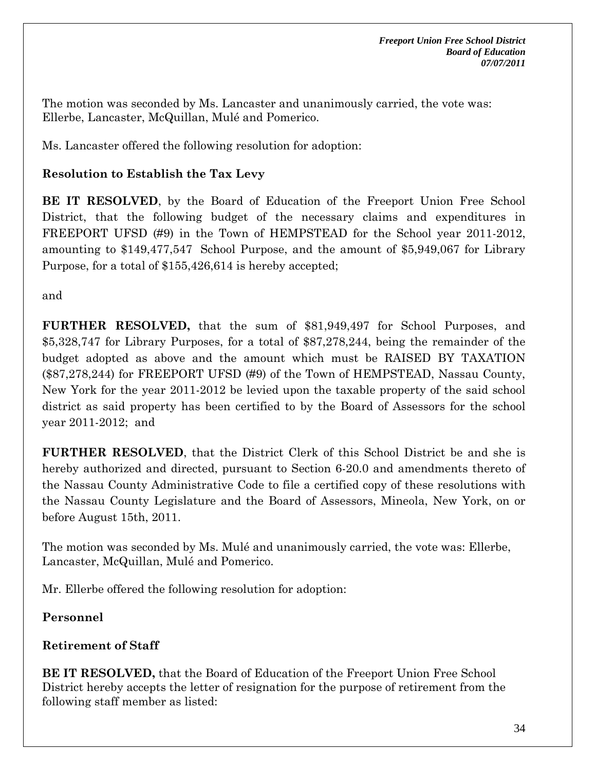The motion was seconded by Ms. Lancaster and unanimously carried, the vote was: Ellerbe, Lancaster, McQuillan, Mulé and Pomerico.

Ms. Lancaster offered the following resolution for adoption:

**Resolution to Establish the Tax Levy**

**BE IT RESOLVED**, by the Board of Education of the Freeport Union Free School District, that the following budget of the necessary claims and expenditures in FREEPORT UFSD (#9) in the Town of HEMPSTEAD for the School year 2011-2012, amounting to $149,477,547 School Purpose, and the amount of $5,949,067 for Library Purpose, for a total of $155,426,614 is hereby accepted;

and

**FURTHER RESOLVED,** that the sum of $81,949,497 for School Purposes, and $5,328,747 for Library Purposes, for a total of $87,278,244, being the remainder of the budget adopted as above and the amount which must be RAISED BY TAXATION ($87,278,244) for FREEPORT UFSD (#9) of the Town of HEMPSTEAD, Nassau County, New York for the year 2011-2012 be levied upon the taxable property of the said school district as said property has been certified to by the Board of Assessors for the school year 2011-2012; and

**FURTHER RESOLVED**, that the District Clerk of this School District be and she is hereby authorized and directed, pursuant to Section 6-20.0 and amendments thereto of the Nassau County Administrative Code to file a certified copy of these resolutions with the Nassau County Legislature and the Board of Assessors, Mineola, New York, on or before August 15th, 2011.

The motion was seconded by Ms. Mulé and unanimously carried, the vote was: Ellerbe, Lancaster, McQuillan, Mulé and Pomerico.

Mr. Ellerbe offered the following resolution for adoption:

**Personnel**

**Retirement of Staff**

**BE IT RESOLVED,** that the Board of Education of the Freeport Union Free School District hereby accepts the letter of resignation for the purpose of retirement from the following staff member as listed: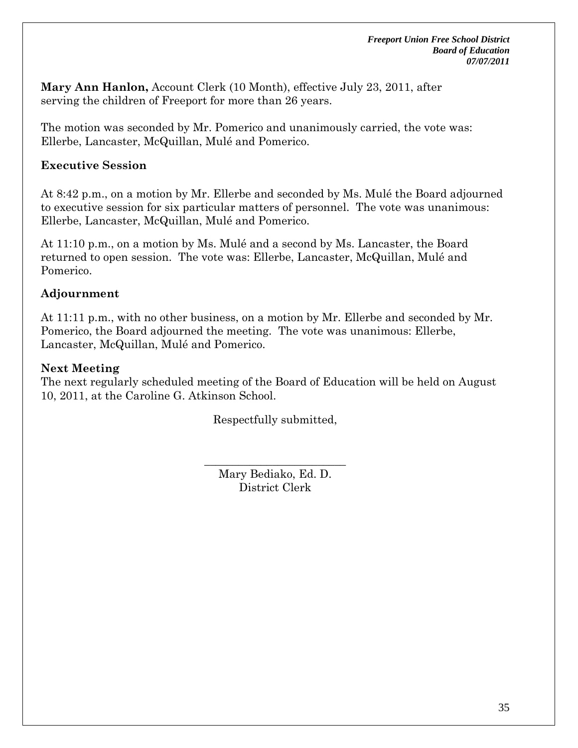**Mary Ann Hanlon,** Account Clerk (10 Month), effective July 23, 2011, after serving the children of Freeport for more than 26 years.

The motion was seconded by Mr. Pomerico and unanimously carried, the vote was: Ellerbe, Lancaster, McQuillan, Mulé and Pomerico.

### Executive Session

At 8:42 p.m., on a motion by Mr. Ellerbe and seconded by Ms. Mulé the Board adjourned to executive session for six particular matters of personnel. The vote was unanimous: Ellerbe, Lancaster, McQuillan, Mulé and Pomerico.

At 11:10 p.m., on a motion by Ms. Mulé and a second by Ms. Lancaster, the Board returned to open session. The vote was: Ellerbe, Lancaster, McQuillan, Mulé and Pomerico.

### Adjournment

At 11:11 p.m., with no other business, on a motion by Mr. Ellerbe and seconded by Mr. Pomerico, the Board adjourned the meeting. The vote was unanimous: Ellerbe, Lancaster, McQuillan, Mulé and Pomerico.

### Next Meeting

The next regularly scheduled meeting of the Board of Education will be held on August 10, 2011, at the Caroline G. Atkinson School.

Respectfully submitted,

\_\_\_\_\_\_\_\_\_\_\_\_\_\_\_\_\_\_\_\_\_\_\_\_\_

Mary Bediako, Ed. D.
District Clerk